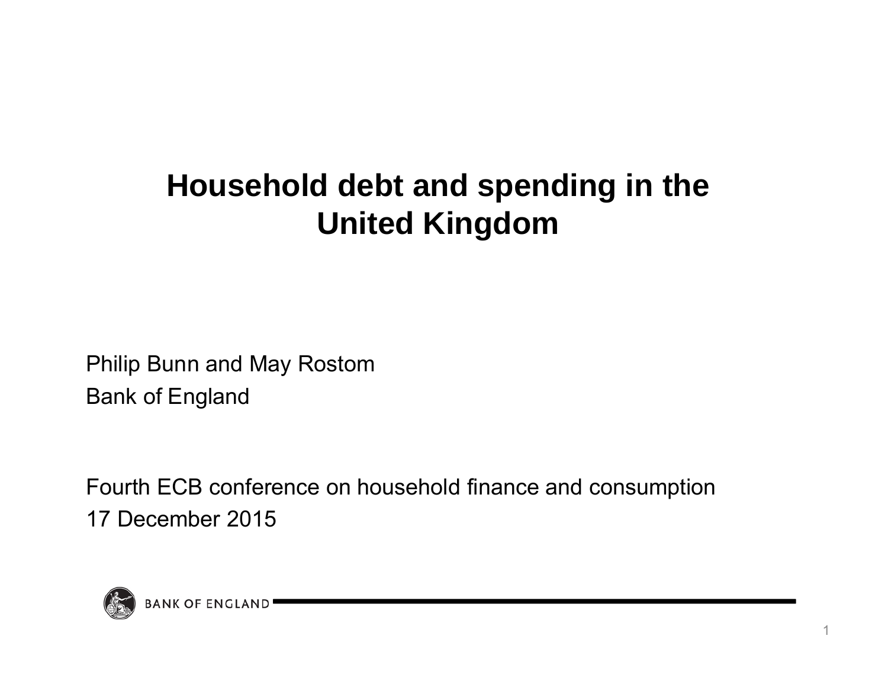# Household debt and spending in the United Kingdom

Philip Bunn and May Rostom

Bank of England

Fourth ECB conference on household finance and consumption

17 December 2015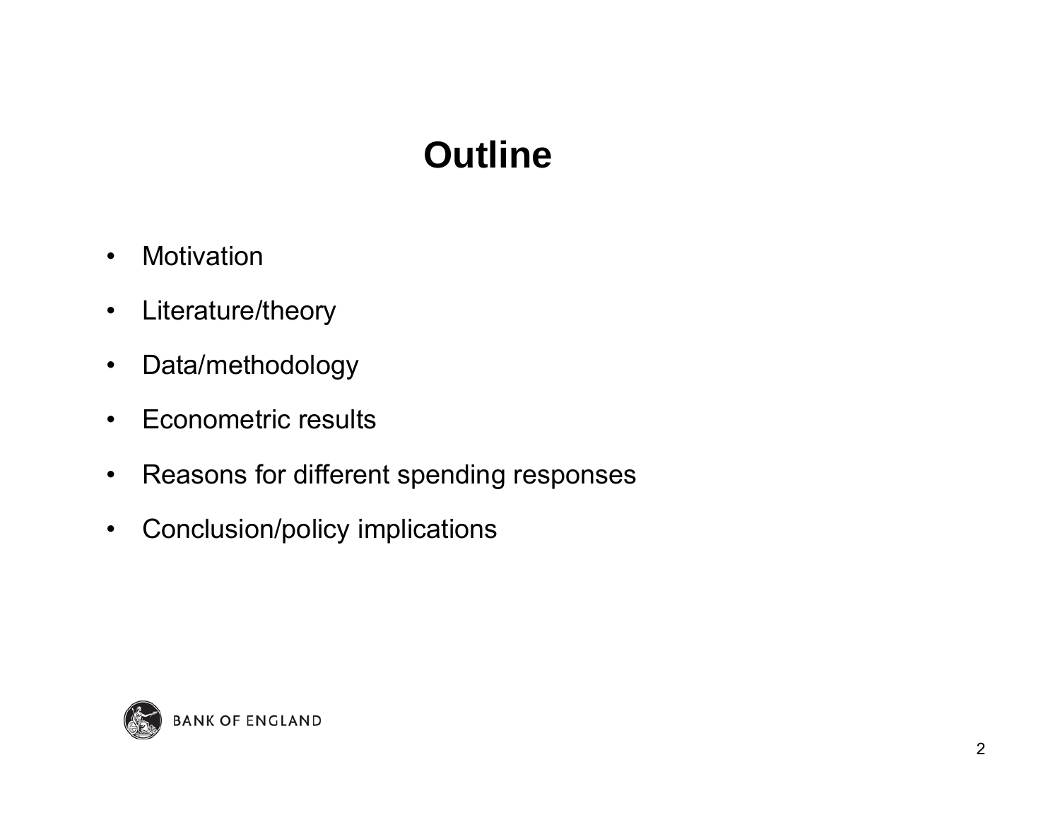# Outline

- Motivation
- Literature/theory
- Data/methodology
- Econometric results
- Reasons for different spending responses
- Conclusion/policy implications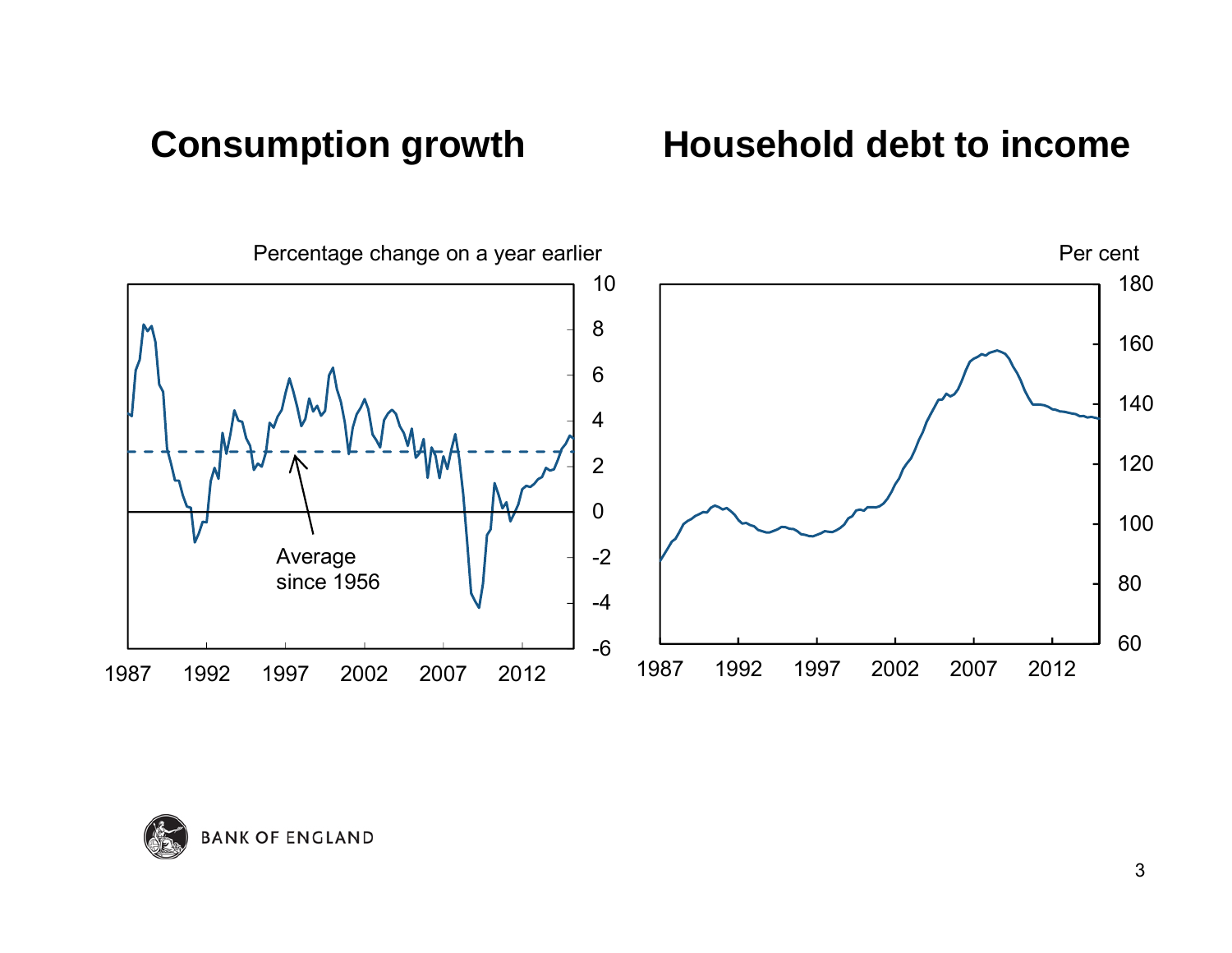## Consumption growth

Percentage change on a year earlier

Average since 1956

## Household debt to income

Per cent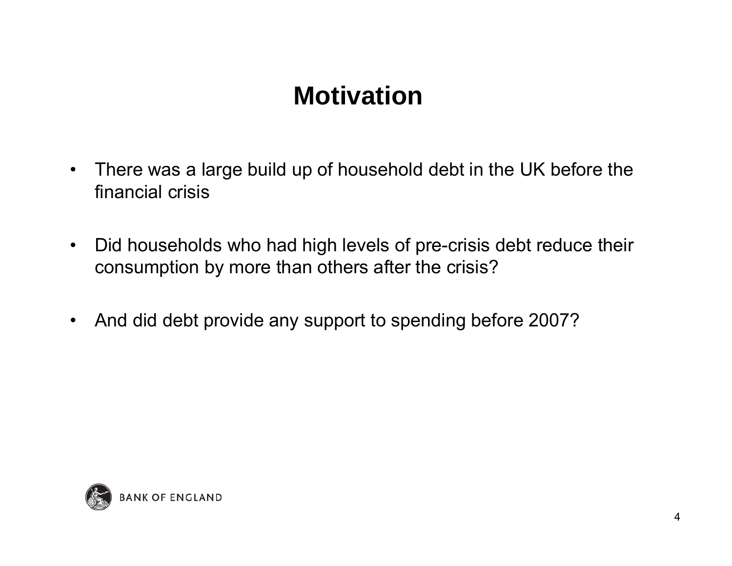# Motivation

- There was a large build up of household debt in the UK before the financial crisis
- Did households who had high levels of pre-crisis debt reduce their consumption by more than others after the crisis?
- And did debt provide any support to spending before 2007?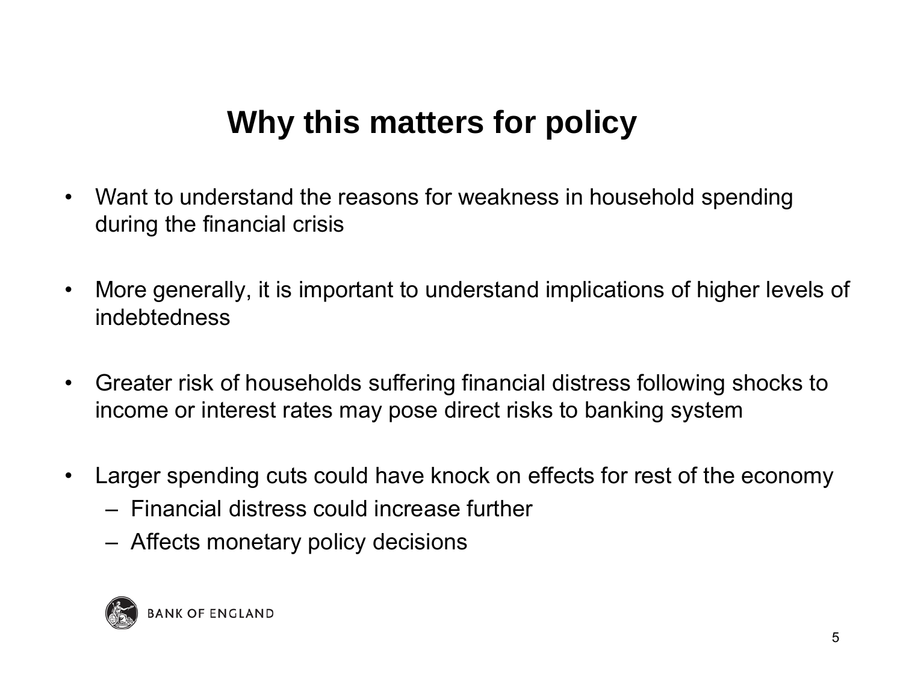# Why this matters for policy

- Want to understand the reasons for weakness in household spending during the financial crisis
- More generally, it is important to understand implications of higher levels of indebtedness
- Greater risk of households suffering financial distress following shocks to income or interest rates may pose direct risks to banking system
- Larger spending cuts could have knock on effects for rest of the economy
  - Financial distress could increase further
  - Affects monetary policy decisions

BANK OF ENGLAND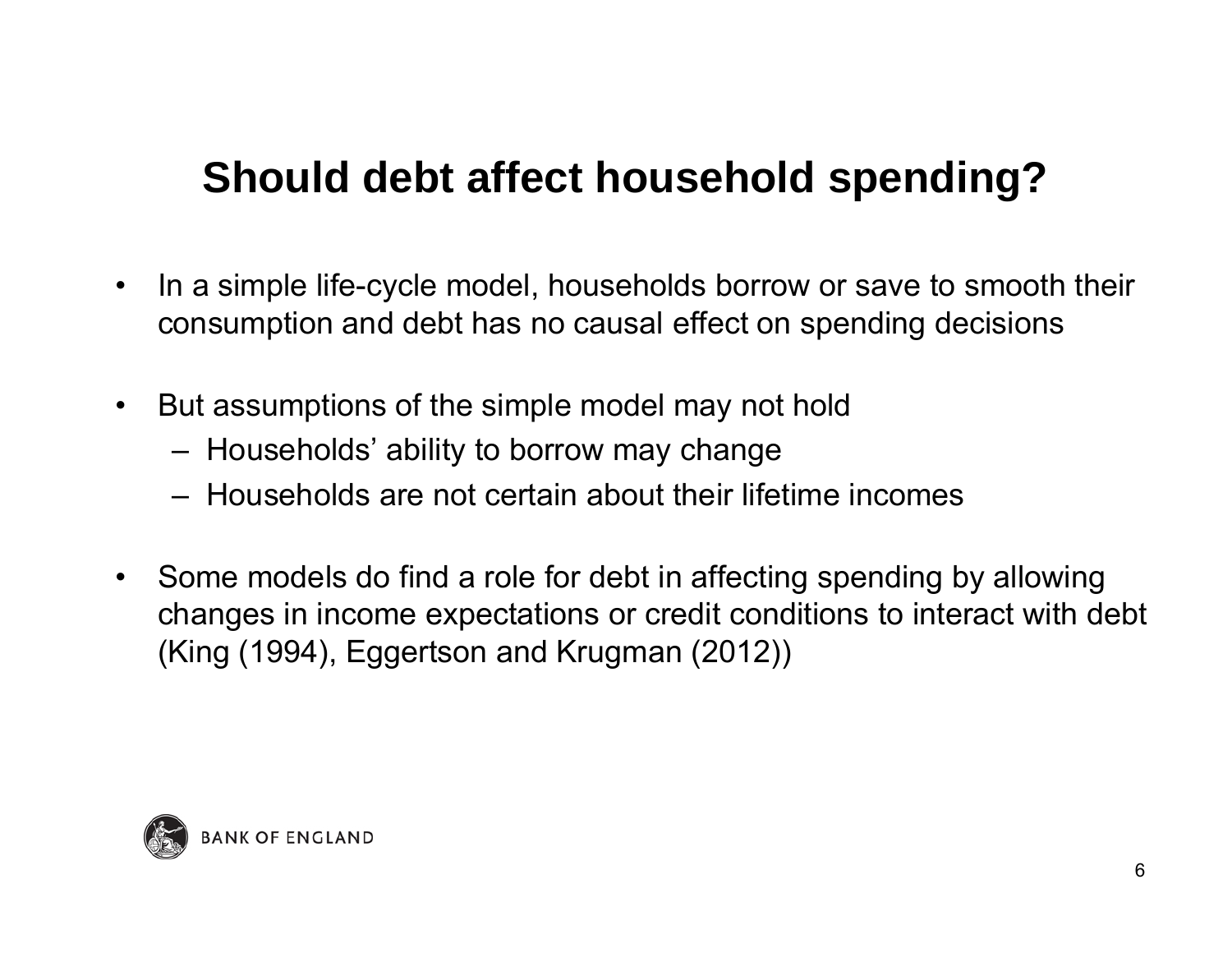# Should debt affect household spending?

- In a simple life-cycle model, households borrow or save to smooth their consumption and debt has no causal effect on spending decisions
- But assumptions of the simple model may not hold
  - Households' ability to borrow may change
  - Households are not certain about their lifetime incomes
- Some models do find a role for debt in affecting spending by allowing changes in income expectations or credit conditions to interact with debt (King (1994), Eggertson and Krugman (2012))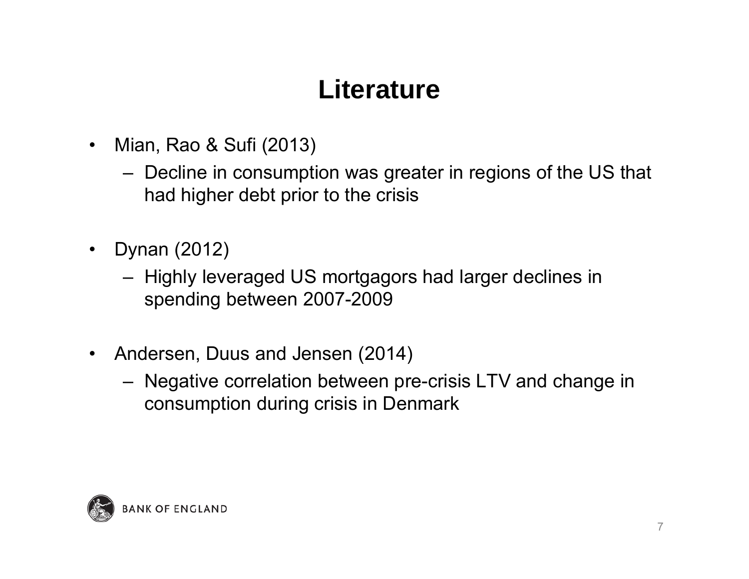# Literature

- Mian, Rao & Sufi (2013)
  - Decline in consumption was greater in regions of the US that had higher debt prior to the crisis

- Dynan (2012)
  - Highly leveraged US mortgagors had larger declines in spending between 2007-2009

- Andersen, Duus and Jensen (2014)
  - Negative correlation between pre-crisis LTV and change in consumption during crisis in Denmark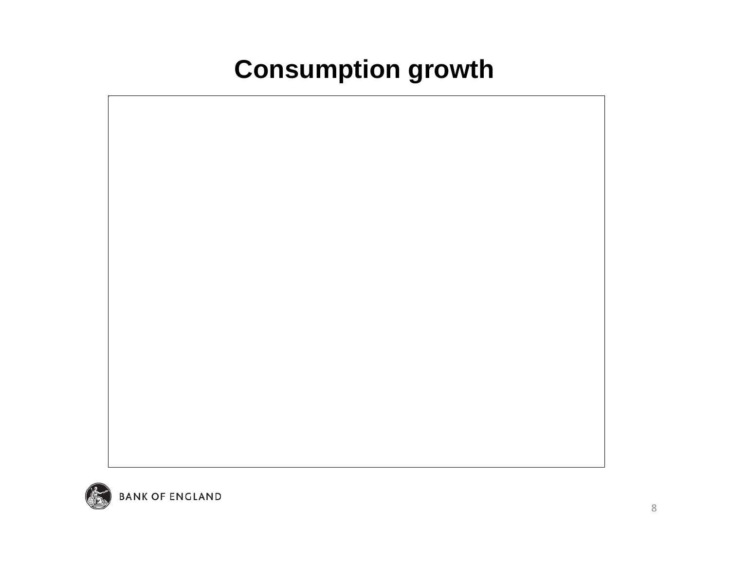# Consumption growth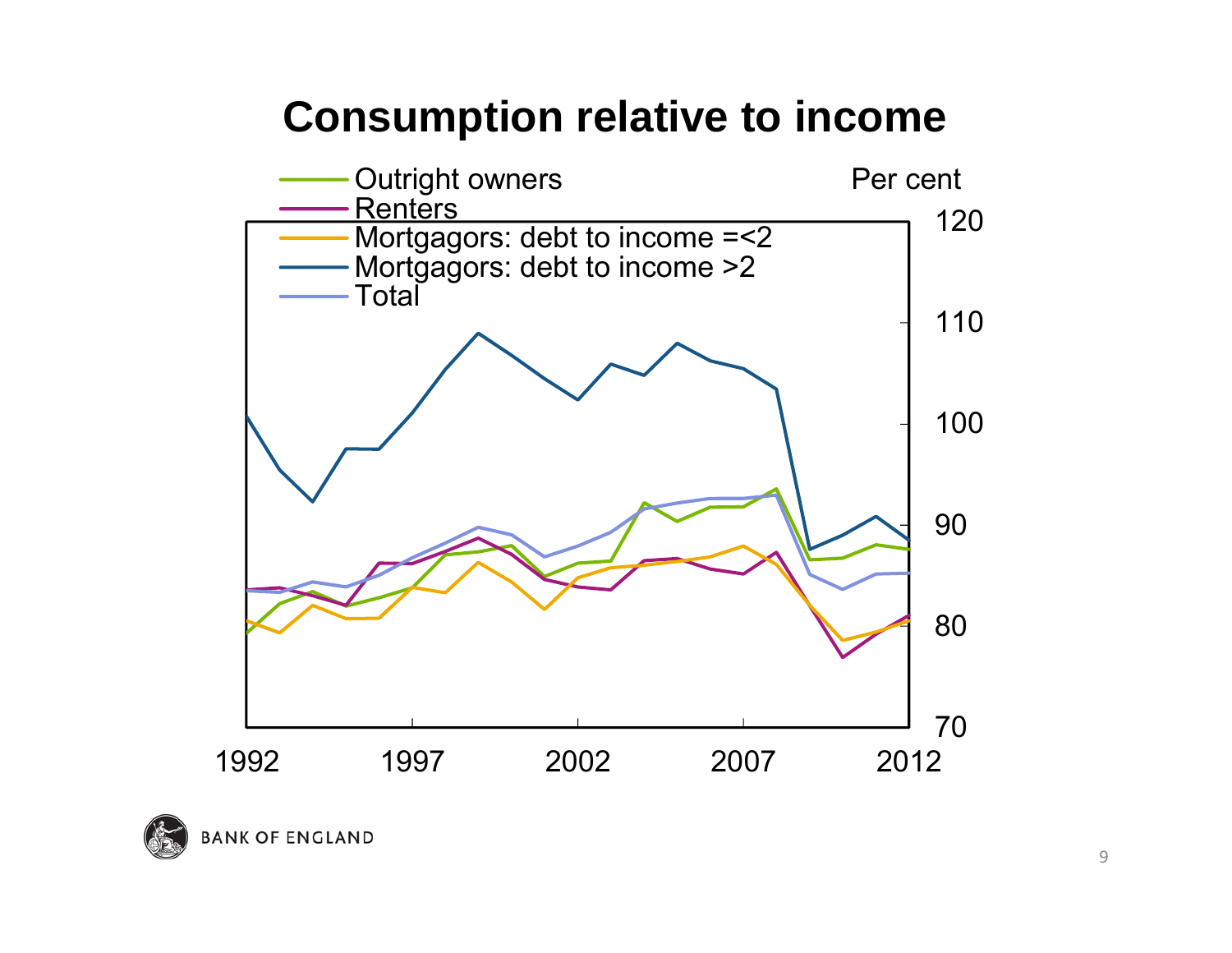# Consumption relative to income

- Outright owners
- Renters
- Mortgagors: debt to income =<2
- Mortgagors: debt to income >2
- Total

Per cent

120
110
100
90
80
70

1992 1997 2002 2007 2012

BANK OF ENGLAND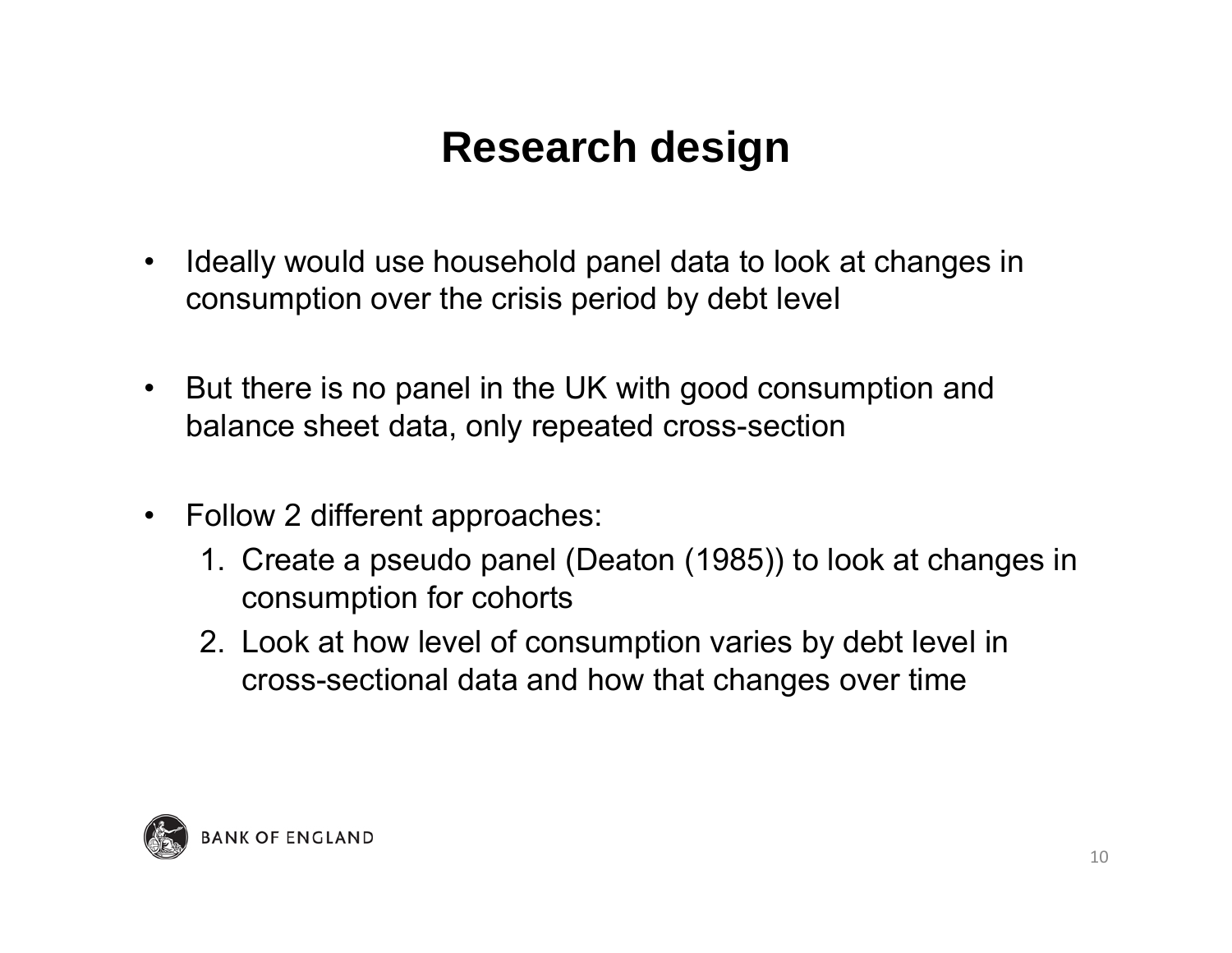# Research design

- Ideally would use household panel data to look at changes in consumption over the crisis period by debt level
- But there is no panel in the UK with good consumption and balance sheet data, only repeated cross-section
- Follow 2 different approaches:
  1. Create a pseudo panel (Deaton (1985)) to look at changes in consumption for cohorts
  2. Look at how level of consumption varies by debt level in cross-sectional data and how that changes over time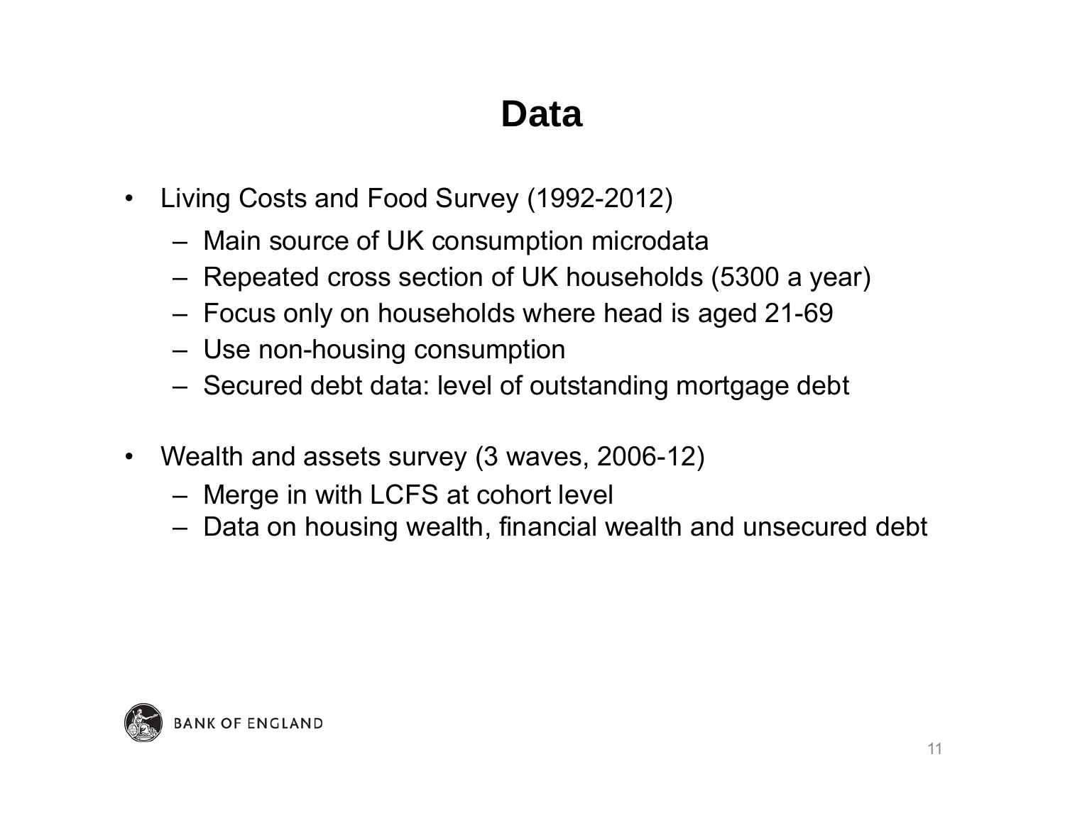# Data

- Living Costs and Food Survey (1992-2012)
  - Main source of UK consumption microdata
  - Repeated cross section of UK households (5300 a year)
  - Focus only on households where head is aged 21-69
  - Use non-housing consumption
  - Secured debt data: level of outstanding mortgage debt

- Wealth and assets survey (3 waves, 2006-12)
  - Merge in with LCFS at cohort level
  - Data on housing wealth, financial wealth and unsecured debt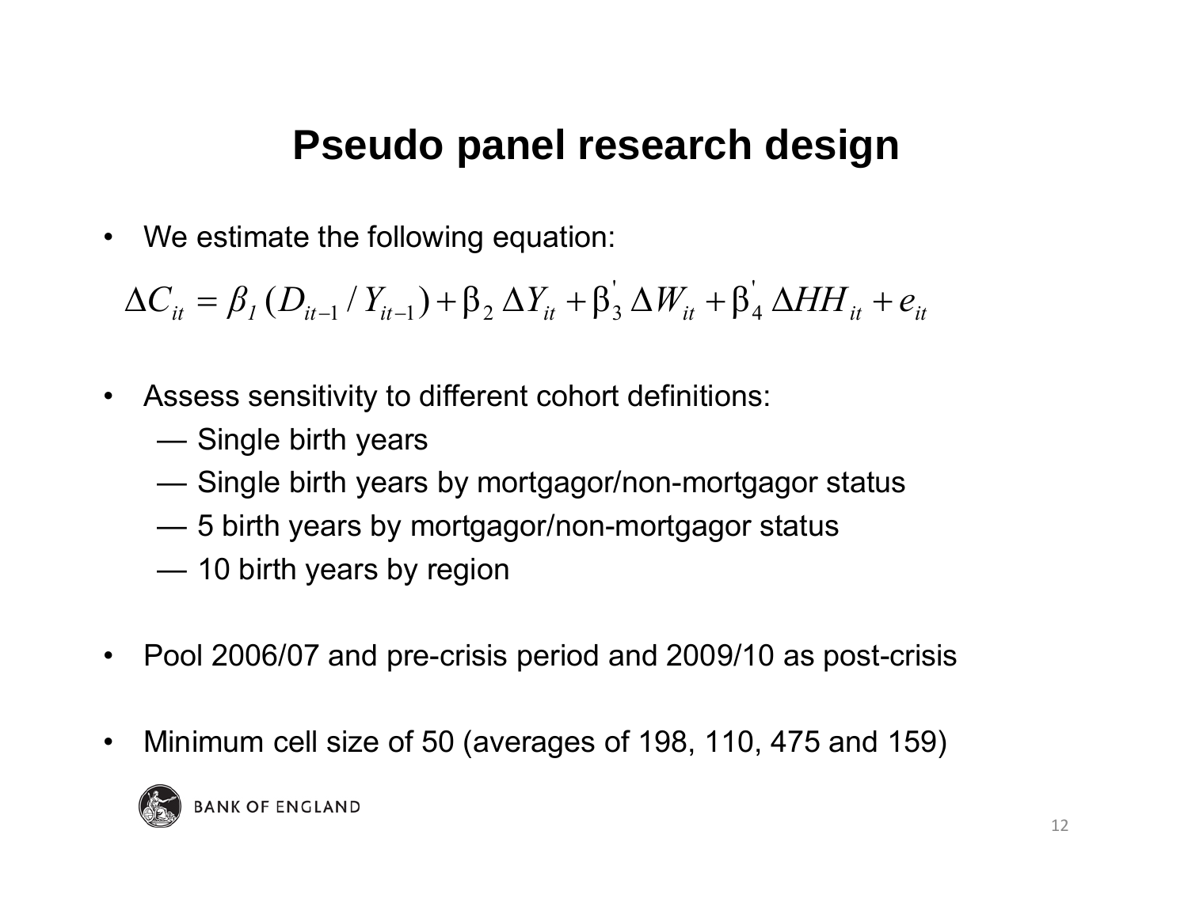# Pseudo panel research design

- We estimate the following equation:

$$\Delta C_{it} = \beta_1 (D_{it-1} / Y_{it-1}) + \beta_2 \Delta Y_{it} + \beta_3^{'} \Delta W_{it} + \beta_4^{'} \Delta HH_{it} + e_{it}$$

- Assess sensitivity to different cohort definitions:
  - — Single birth years
  - — Single birth years by mortgagor/non-mortgagor status
  - — 5 birth years by mortgagor/non-mortgagor status
  - — 10 birth years by region

- Pool 2006/07 and pre-crisis period and 2009/10 as post-crisis

- Minimum cell size of 50 (averages of 198, 110, 475 and 159)

BANK OF ENGLAND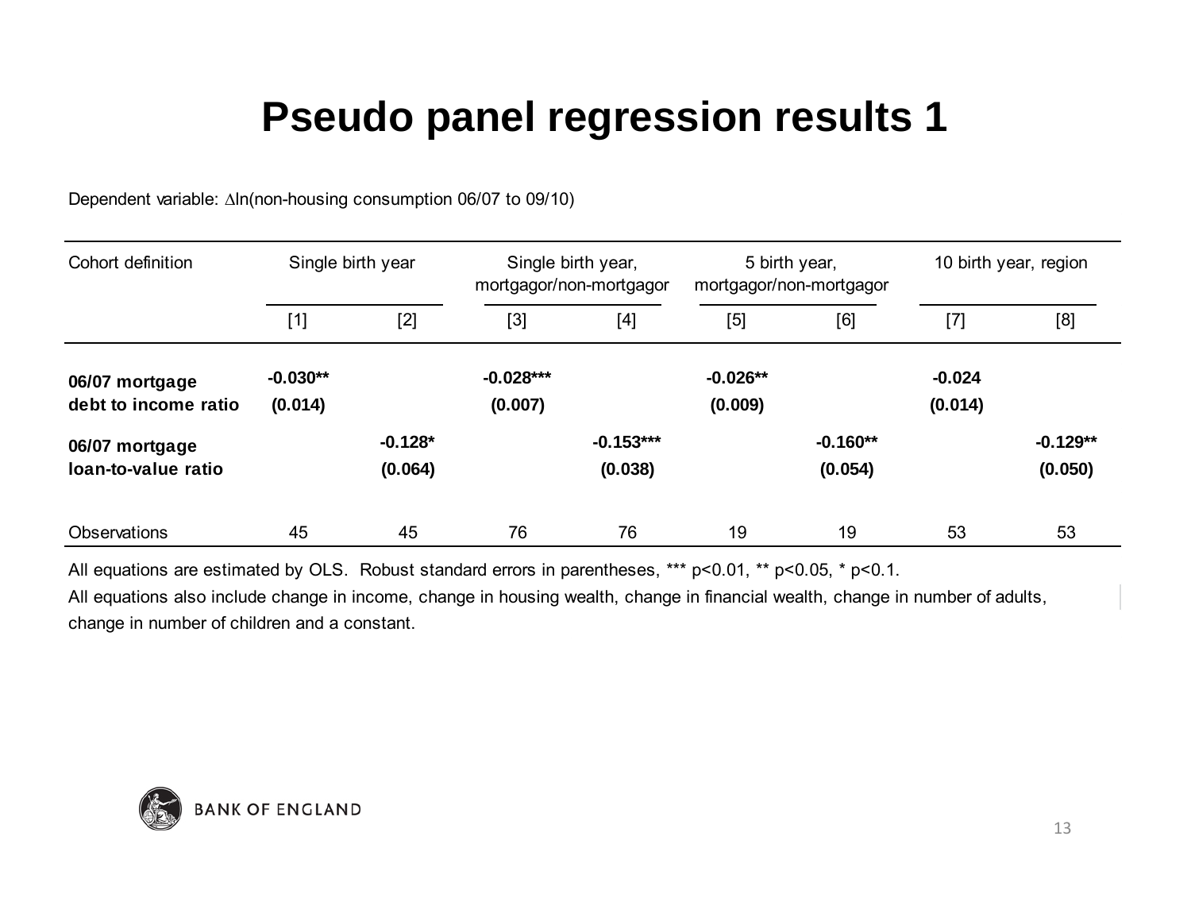# Pseudo panel regression results 1

Dependent variable: $\Delta$ln(non-housing consumption 06/07 to 09/10)

| Cohort definition | Single birth year | | Single birth year, mortgagor/non-mortgagor | | 5 birth year, mortgagor/non-mortgagor | | 10 birth year, region | |
|---|---|---|---|---|---|---|---|---|
| | [1] | [2] | [3] | [4] | [5] | [6] | [7] | [8] |
| **06/07 mortgage debt to income ratio** | **-0.030\*\*** | | **-0.028\*\*\*** | | **-0.026\*\*** | | **-0.024** | |
| | **(0.014)** | | **(0.007)** | | **(0.009)** | | **(0.014)** | |
| **06/07 mortgage loan-to-value ratio** | | **-0.128\*** | | **-0.153\*\*\*** | | **-0.160\*\*** | | **-0.129\*\*** |
| | | **(0.064)** | | **(0.038)** | | **(0.054)** | | **(0.050)** |
| Observations | 45 | 45 | 76 | 76 | 19 | 19 | 53 | 53 |

All equations are estimated by OLS. Robust standard errors in parentheses, *** $p<0.01$, ** $p<0.05$, * $p<0.1$.

All equations also include change in income, change in housing wealth, change in financial wealth, change in number of adults, change in number of children and a constant.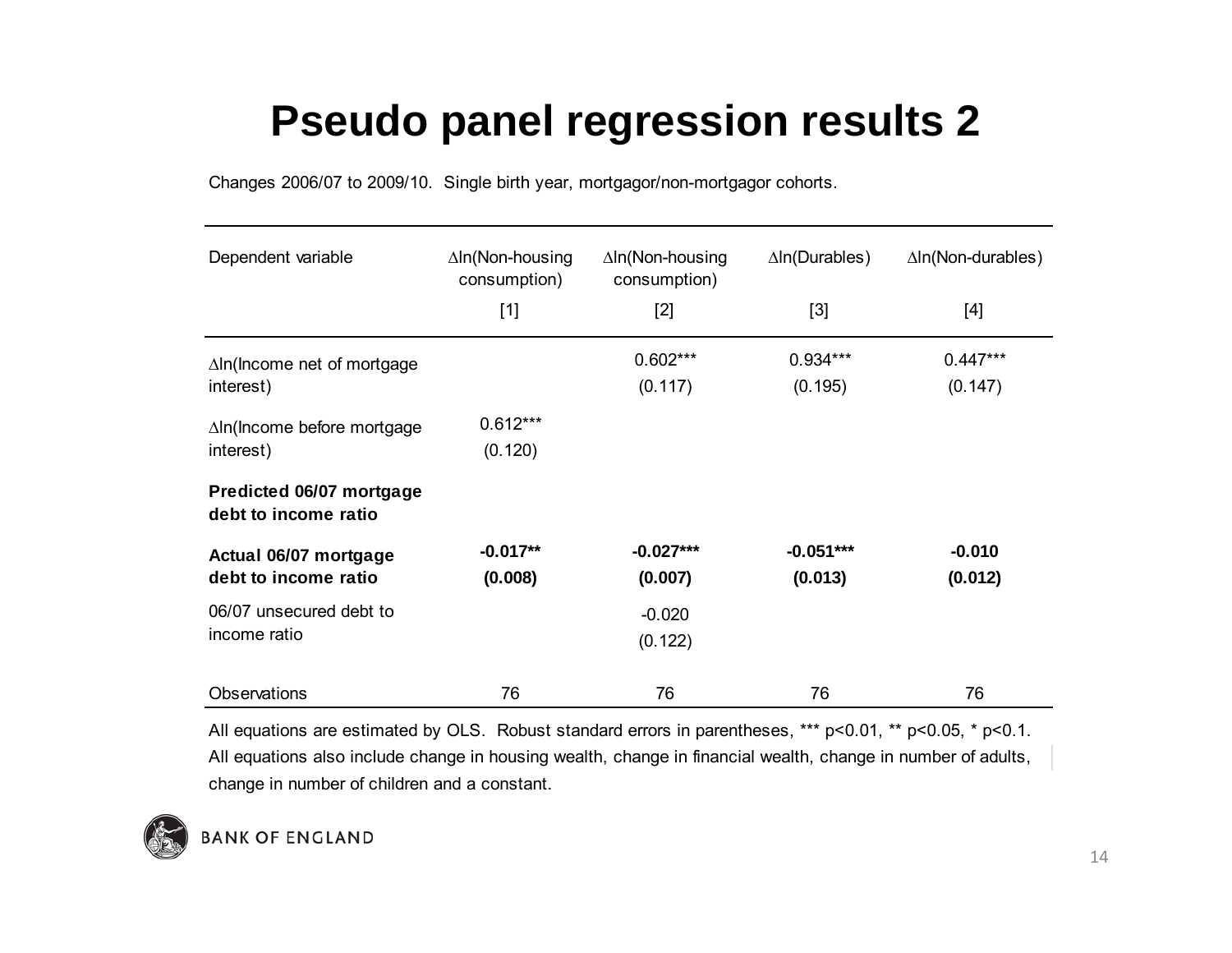# Pseudo panel regression results 2

Changes 2006/07 to 2009/10. Single birth year, mortgagor/non-mortgagor cohorts.

| Dependent variable | $\Delta$ln(Non-housing consumption) | $\Delta$ln(Non-housing consumption) | $\Delta$ln(Durables) | $\Delta$ln(Non-durables) |
|---|---|---|---|---|
| | [1] | [2] | [3] | [4] |
| $\Delta$ln(Income net of mortgage interest) | | 0.602*** (0.117) | 0.934*** (0.195) | 0.447*** (0.147) |
| $\Delta$ln(Income before mortgage interest) | 0.612*** (0.120) | | | |
| **Predicted 06/07 mortgage debt to income ratio** | | | | |
| **Actual 06/07 mortgage debt to income ratio** | **-0.017\*\* (0.008)** | **-0.027\*\*\* (0.007)** | **-0.051\*\*\* (0.013)** | **-0.010 (0.012)** |
| 06/07 unsecured debt to income ratio | | -0.020 (0.122) | | |
| Observations | 76 | 76 | 76 | 76 |

All equations are estimated by OLS. Robust standard errors in parentheses, *** $p<0.01$, ** $p<0.05$, * $p<0.1$. All equations also include change in housing wealth, change in financial wealth, change in number of adults, change in number of children and a constant.

BANK OF ENGLAND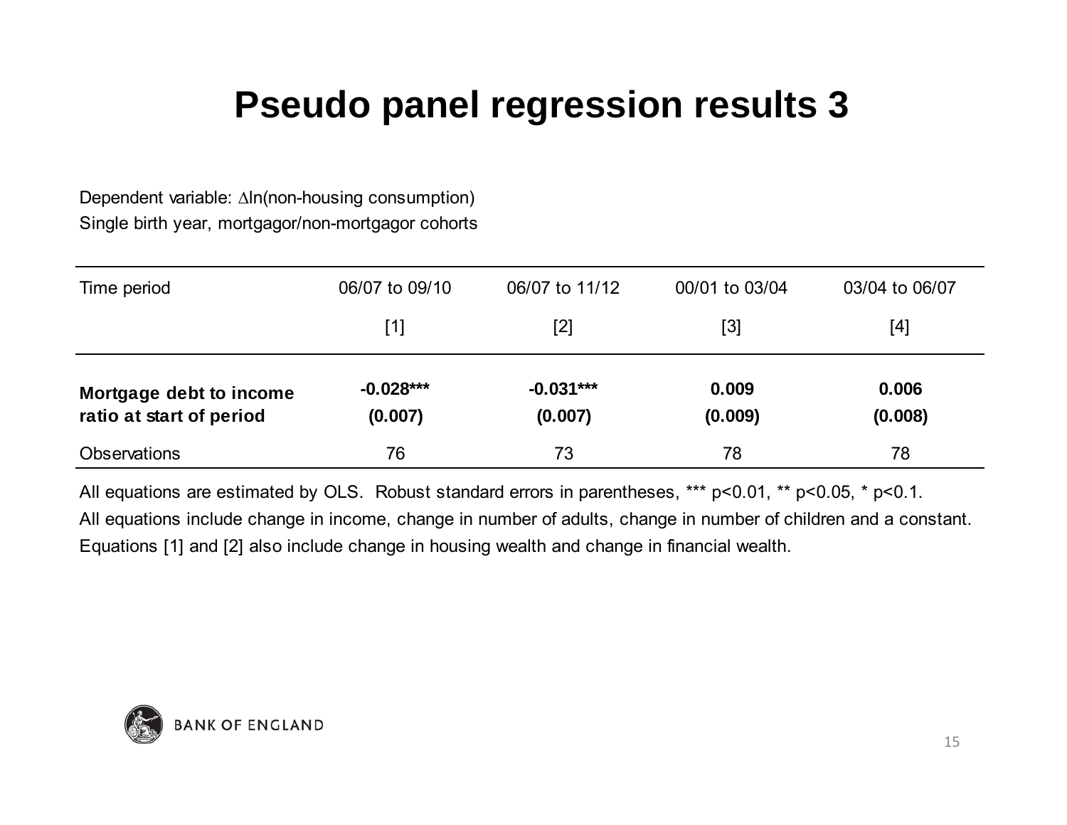# Pseudo panel regression results 3

Dependent variable: $\Delta$ln(non-housing consumption)

Single birth year, mortgagor/non-mortgagor cohorts

| Time period | 06/07 to 09/10 | 06/07 to 11/12 | 00/01 to 03/04 | 03/04 to 06/07 |
|---|---|---|---|---|
| | [1] | [2] | [3] | [4] |
| **Mortgage debt to income ratio at start of period** | **-0.028***<br>(0.007)** | **-0.031***<br>(0.007)** | **0.009<br>(0.009)** | **0.006<br>(0.008)** |
| Observations | 76 | 73 | 78 | 78 |

All equations are estimated by OLS. Robust standard errors in parentheses, *** p<0.01, ** p<0.05, * p<0.1.

All equations include change in income, change in number of adults, change in number of children and a constant.

Equations [1] and [2] also include change in housing wealth and change in financial wealth.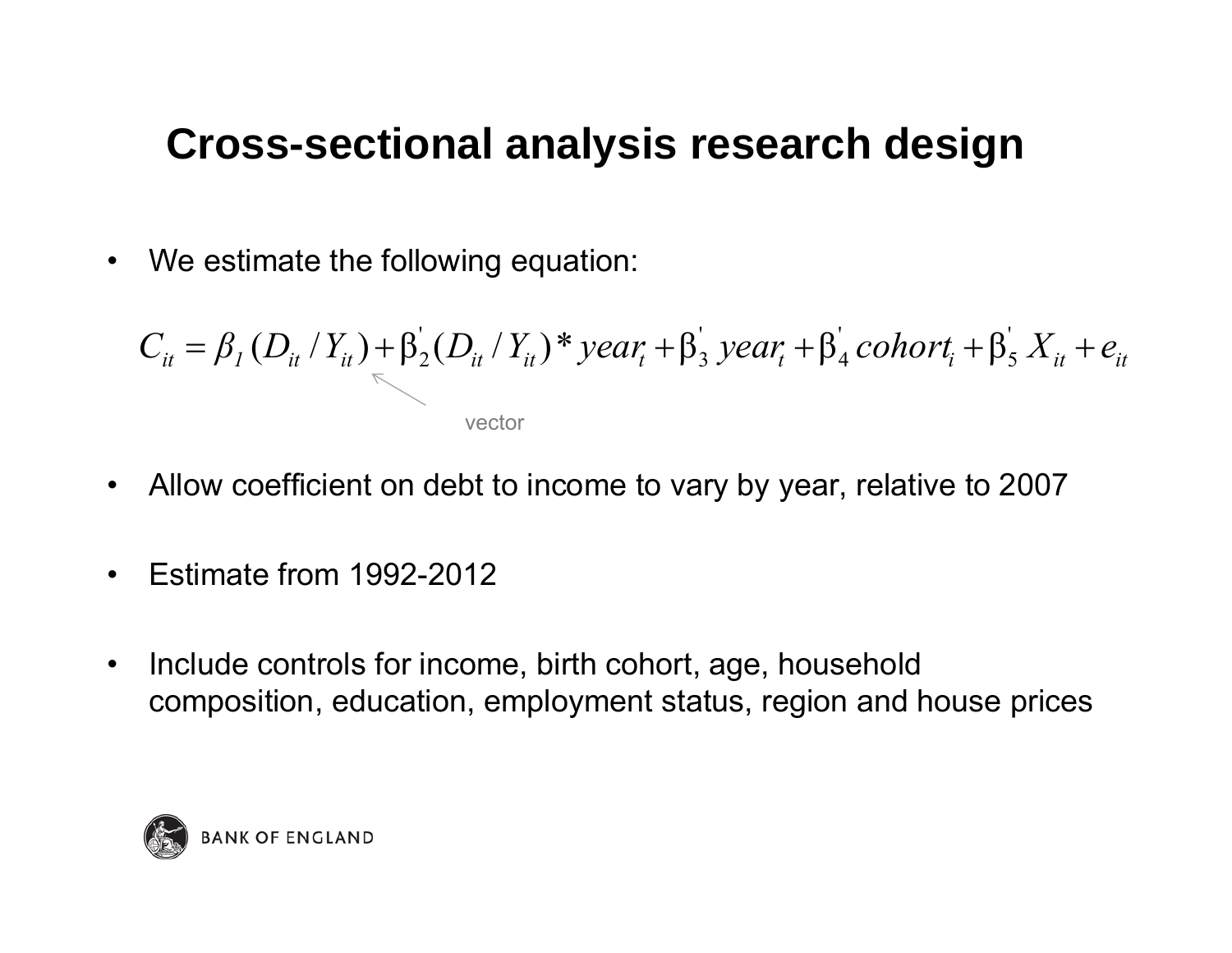# Cross-sectional analysis research design

- We estimate the following equation:

$$C_{it} = \beta_1 (D_{it} / Y_{it}) + \beta_2^{'} (D_{it} / Y_{it}) * year_t + \beta_3^{'} \, year_t + \beta_4^{'} \, cohort_i + \beta_5^{'} \, X_{it} + e_{it}$$

vector

- Allow coefficient on debt to income to vary by year, relative to 2007
- Estimate from 1992-2012
- Include controls for income, birth cohort, age, household composition, education, employment status, region and house prices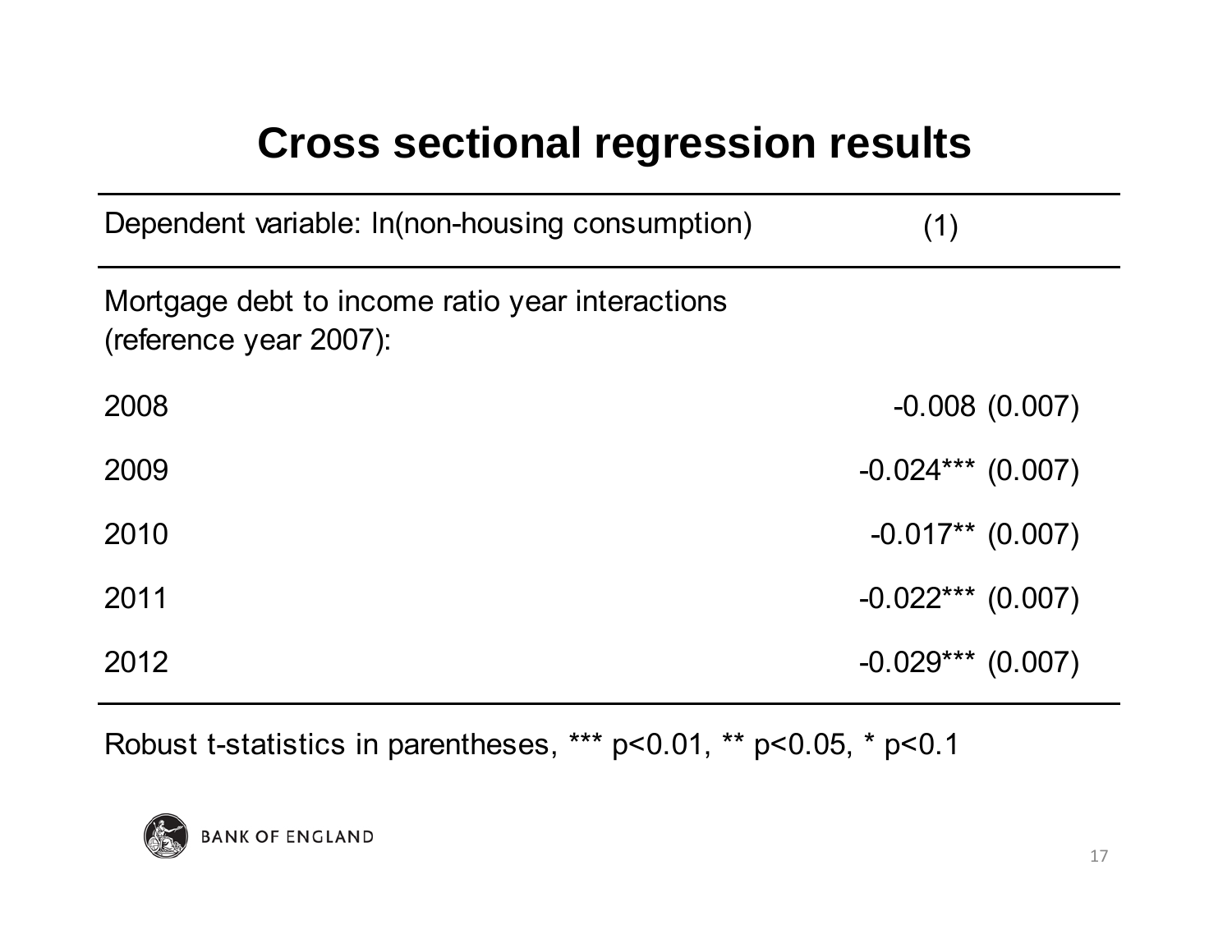# Cross sectional regression results

| Dependent variable: ln(non-housing consumption) | (1) |
|---|---|
| Mortgage debt to income ratio year interactions (reference year 2007): | |
| 2008 | -0.008 (0.007) |
| 2009 | -0.024*** (0.007) |
| 2010 | -0.017** (0.007) |
| 2011 | -0.022*** (0.007) |
| 2012 | -0.029*** (0.007) |

Robust t-statistics in parentheses, *** $p<0.01$, ** $p<0.05$, * $p<0.1$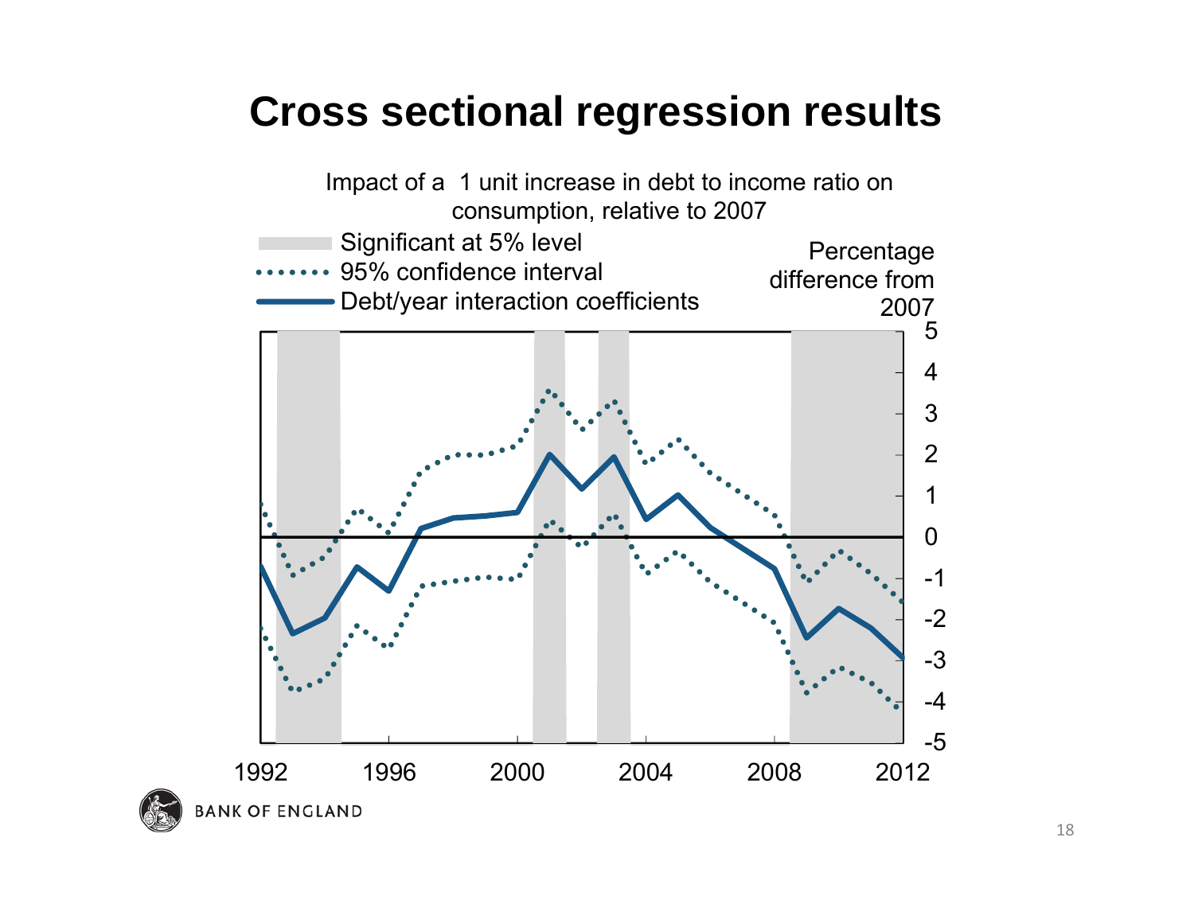# Cross sectional regression results

Impact of a 1 unit increase in debt to income ratio on consumption, relative to 2007

Significant at 5% level

95% confidence interval

Debt/year interaction coefficients

Percentage difference from 2007

5
4
3
2
1
0
-1
-2
-3
-4
-5

1992 1996 2000 2004 2008 2012

BANK OF ENGLAND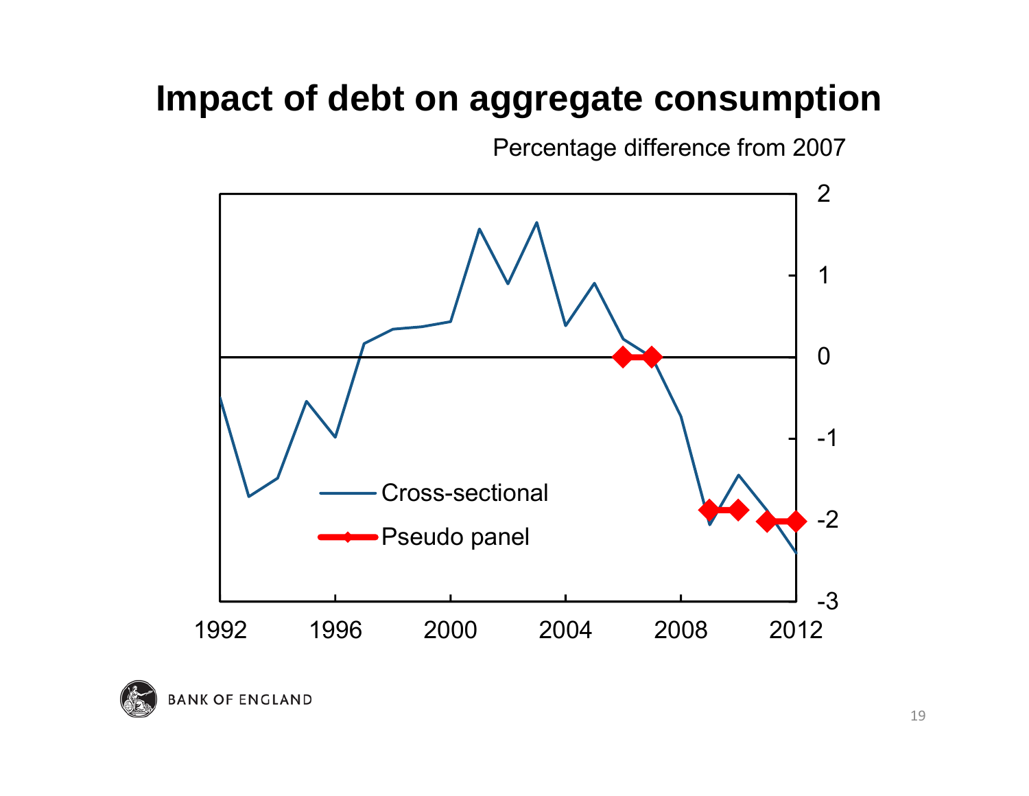# Impact of debt on aggregate consumption

Percentage difference from 2007

Cross-sectional

Pseudo panel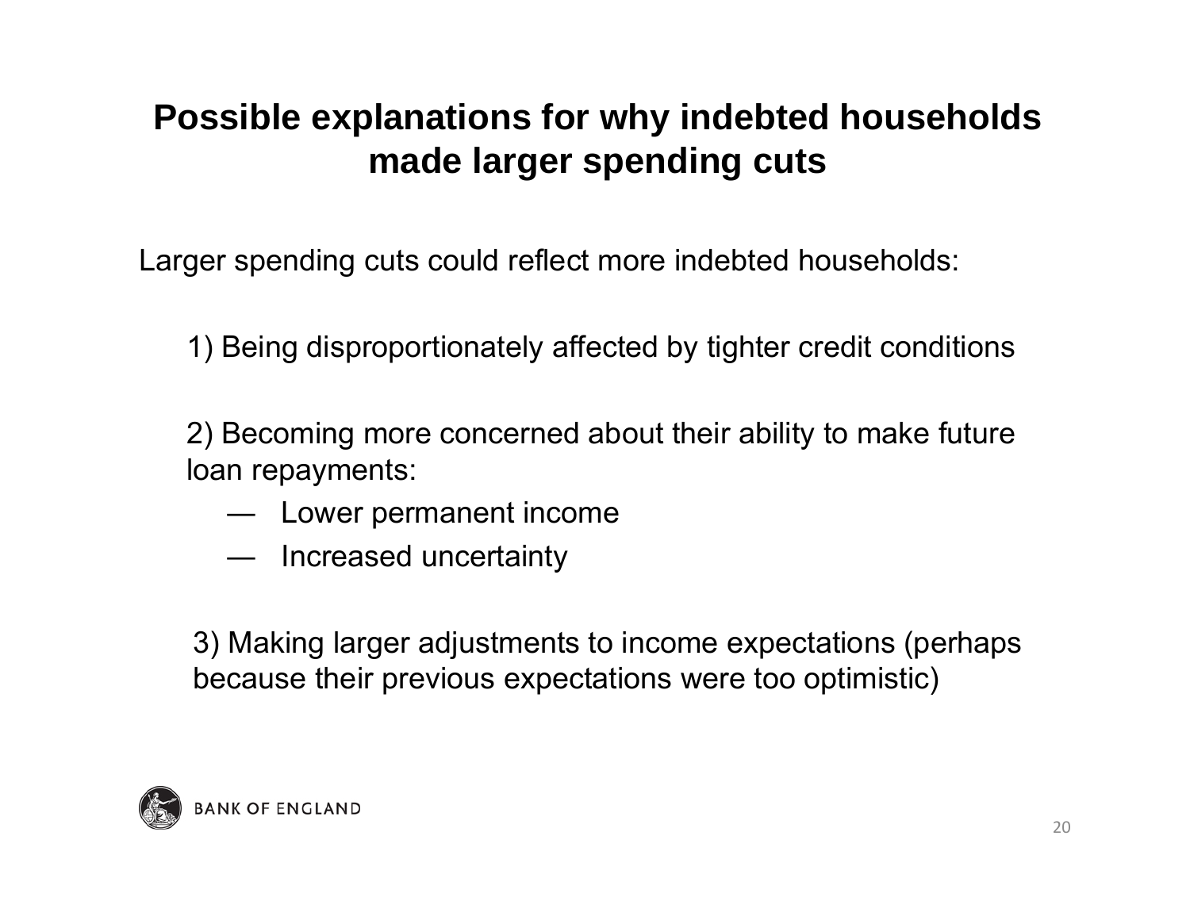# Possible explanations for why indebted households made larger spending cuts

Larger spending cuts could reflect more indebted households:

1) Being disproportionately affected by tighter credit conditions

2) Becoming more concerned about their ability to make future loan repayments:

- Lower permanent income
- Increased uncertainty

3) Making larger adjustments to income expectations (perhaps because their previous expectations were too optimistic)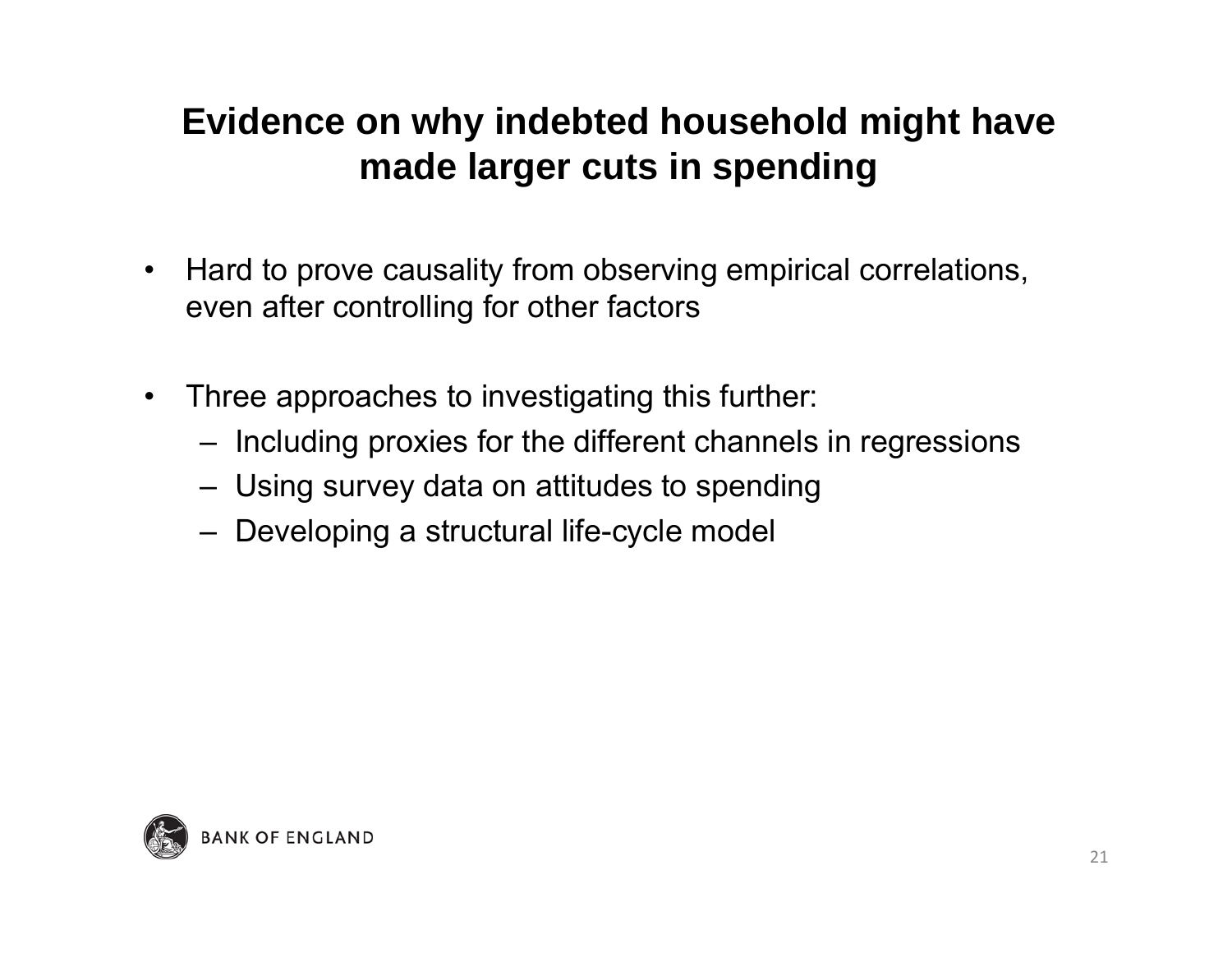# Evidence on why indebted household might have made larger cuts in spending

- Hard to prove causality from observing empirical correlations, even after controlling for other factors

- Three approaches to investigating this further:
  - Including proxies for the different channels in regressions
  - Using survey data on attitudes to spending
  - Developing a structural life-cycle model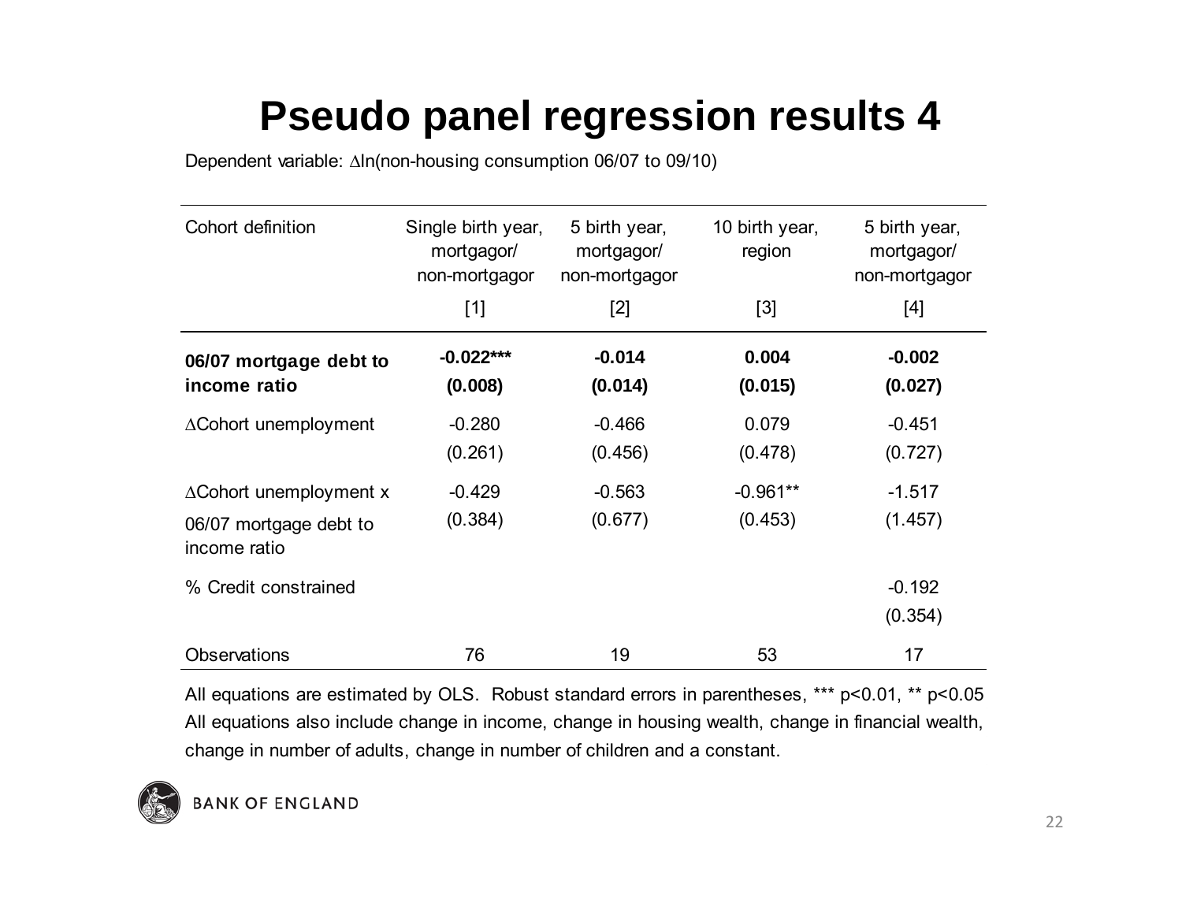# Pseudo panel regression results 4

Dependent variable: $\Delta$ln(non-housing consumption 06/07 to 09/10)

| Cohort definition | Single birth year, mortgagor/ non-mortgagor | 5 birth year, mortgagor/ non-mortgagor | 10 birth year, region | 5 birth year, mortgagor/ non-mortgagor |
|---|---|---|---|---|
| | [1] | [2] | [3] | [4] |
| **06/07 mortgage debt to income ratio** | **-0.022*****<br>**(0.008)** | **-0.014**<br>**(0.014)** | **0.004**<br>**(0.015)** | **-0.002**<br>**(0.027)** |
| $\Delta$Cohort unemployment | -0.280<br>(0.261) | -0.466<br>(0.456) | 0.079<br>(0.478) | -0.451<br>(0.727) |
| $\Delta$Cohort unemployment x 06/07 mortgage debt to income ratio | -0.429<br>(0.384) | -0.563<br>(0.677) | -0.961**<br>(0.453) | -1.517<br>(1.457) |
| % Credit constrained | | | | -0.192<br>(0.354) |
| Observations | 76 | 19 | 53 | 17 |

All equations are estimated by OLS. Robust standard errors in parentheses, *** $p<0.01$, ** $p<0.05$
All equations also include change in income, change in housing wealth, change in financial wealth, change in number of adults, change in number of children and a constant.

BANK OF ENGLAND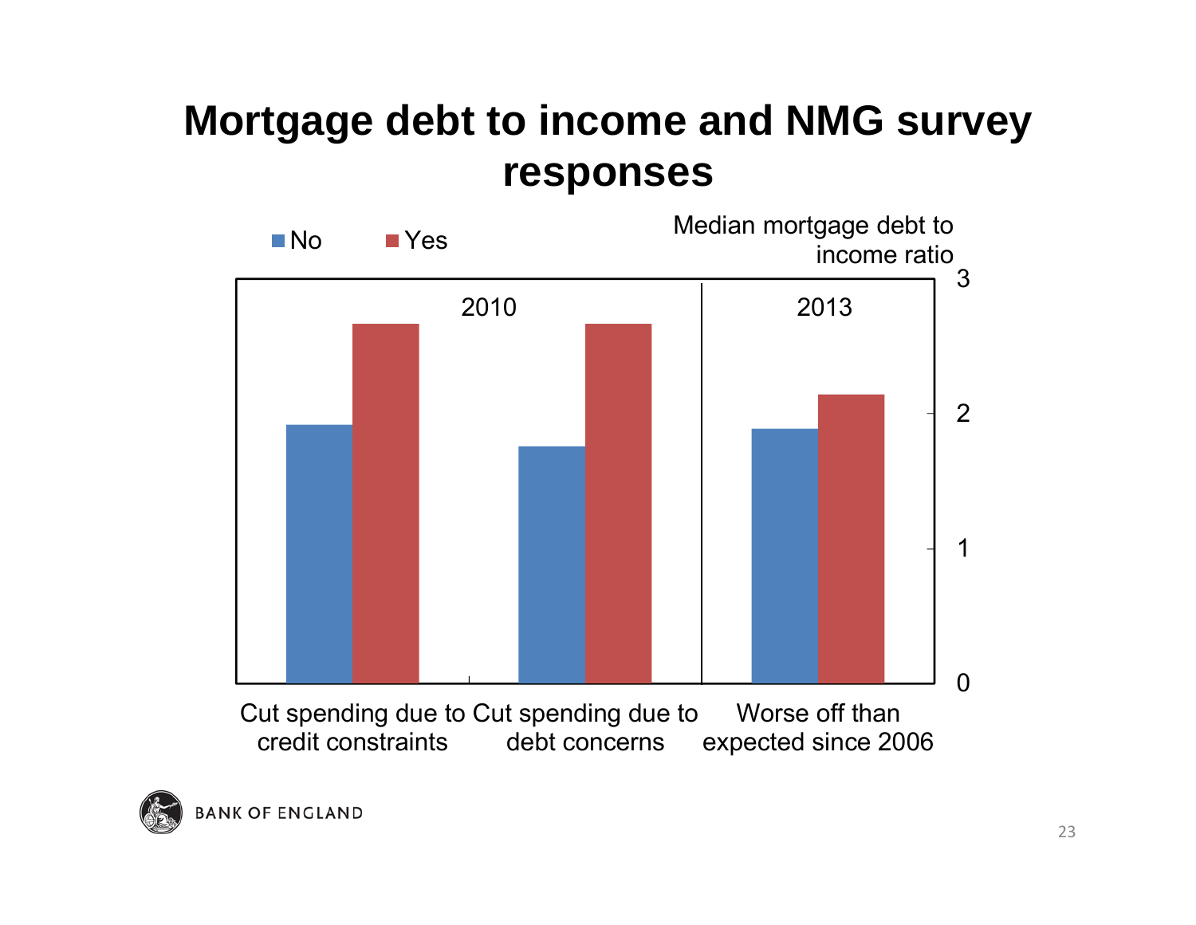# Mortgage debt to income and NMG survey responses

■ No ■ Yes

Median mortgage debt to income ratio

| | 2010 | | 2013 |
|---|---|---|---|
| | Cut spending due to credit constraints | Cut spending due to debt concerns | Worse off than expected since 2006 |
| No | 1.9 | 1.75 | 1.9 |
| Yes | 2.65 | 2.65 | 2.15 |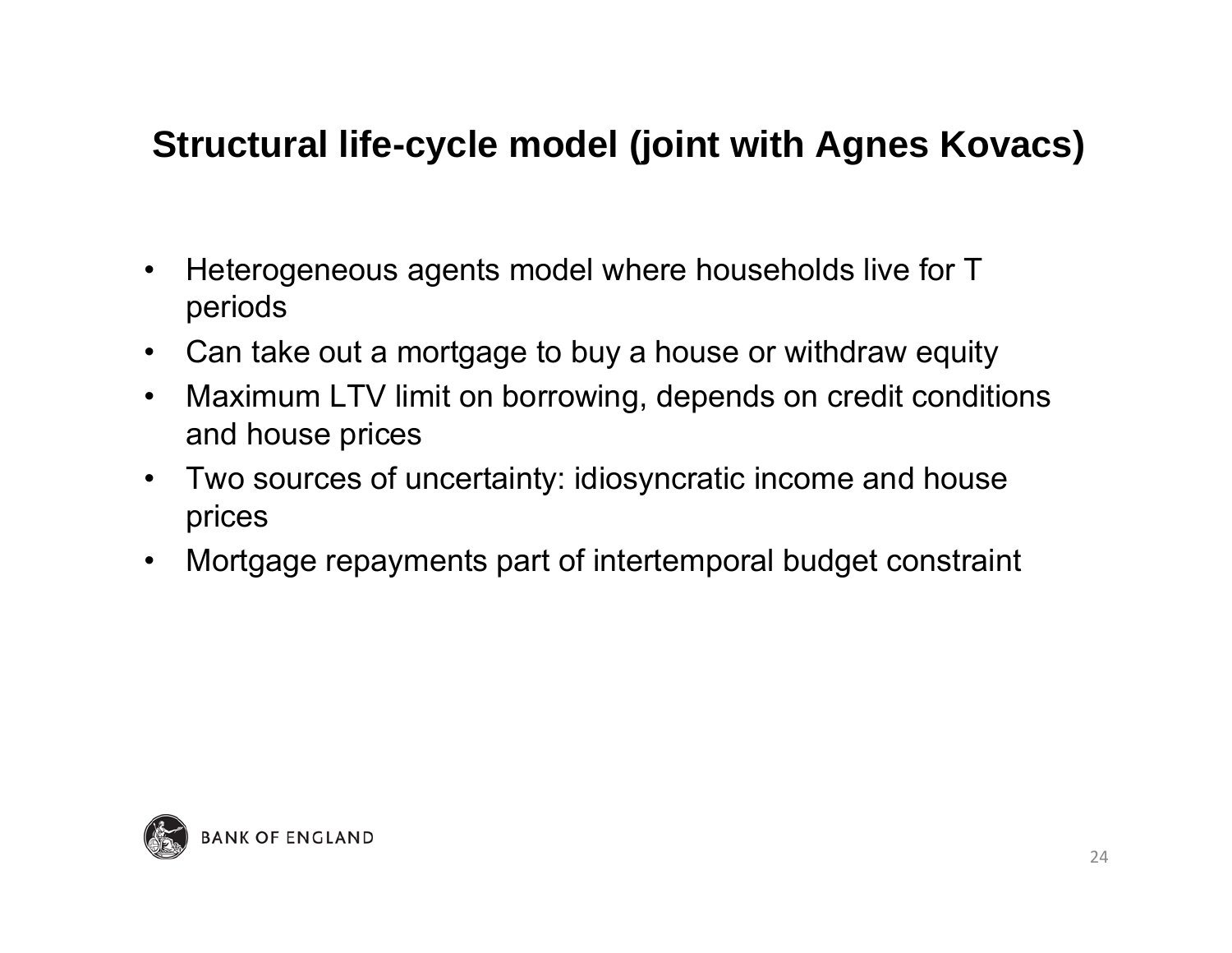## Structural life-cycle model (joint with Agnes Kovacs)

- Heterogeneous agents model where households live for T periods
- Can take out a mortgage to buy a house or withdraw equity
- Maximum LTV limit on borrowing, depends on credit conditions and house prices
- Two sources of uncertainty: idiosyncratic income and house prices
- Mortgage repayments part of intertemporal budget constraint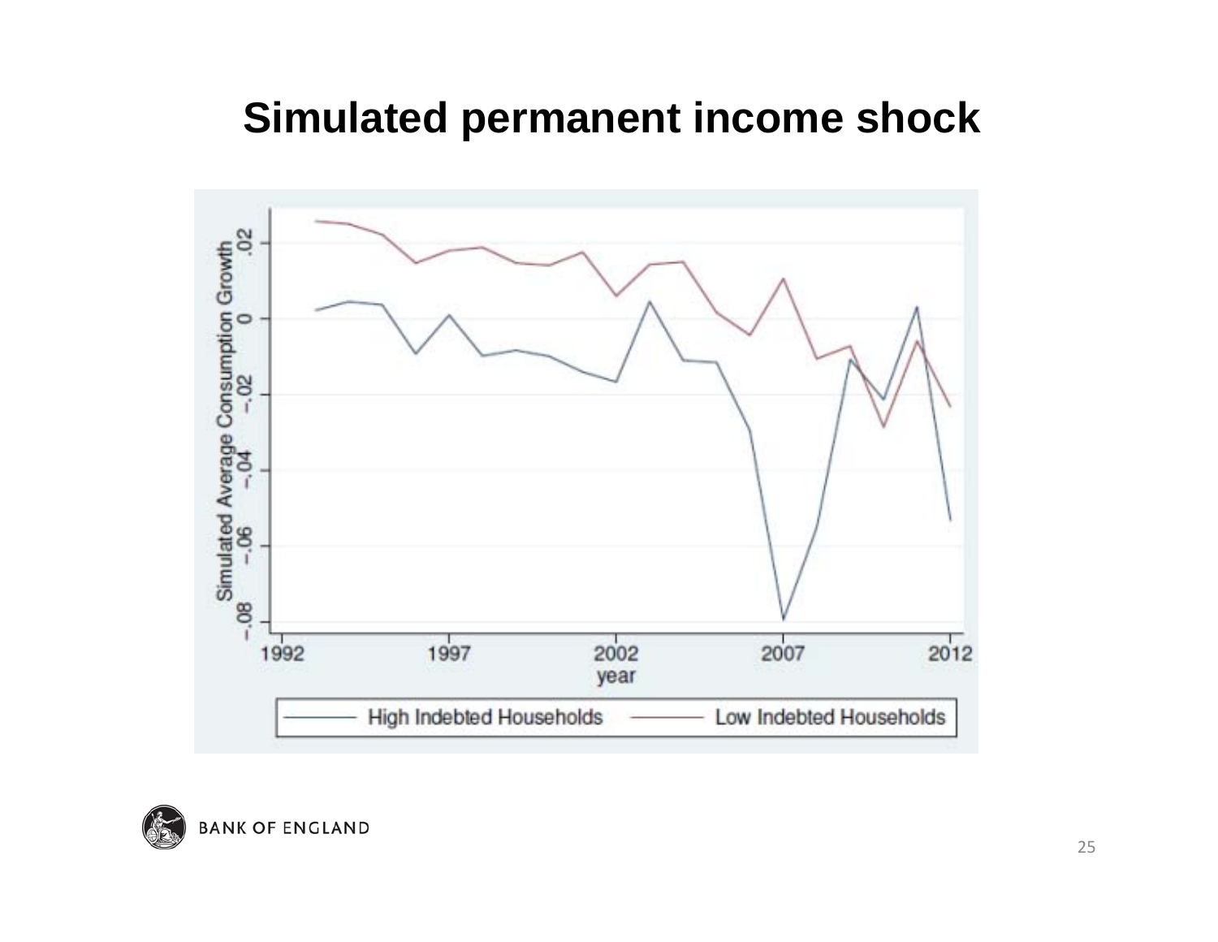# Simulated permanent income shock

Simulated Average Consumption Growth

year

High Indebted Households — Low Indebted Households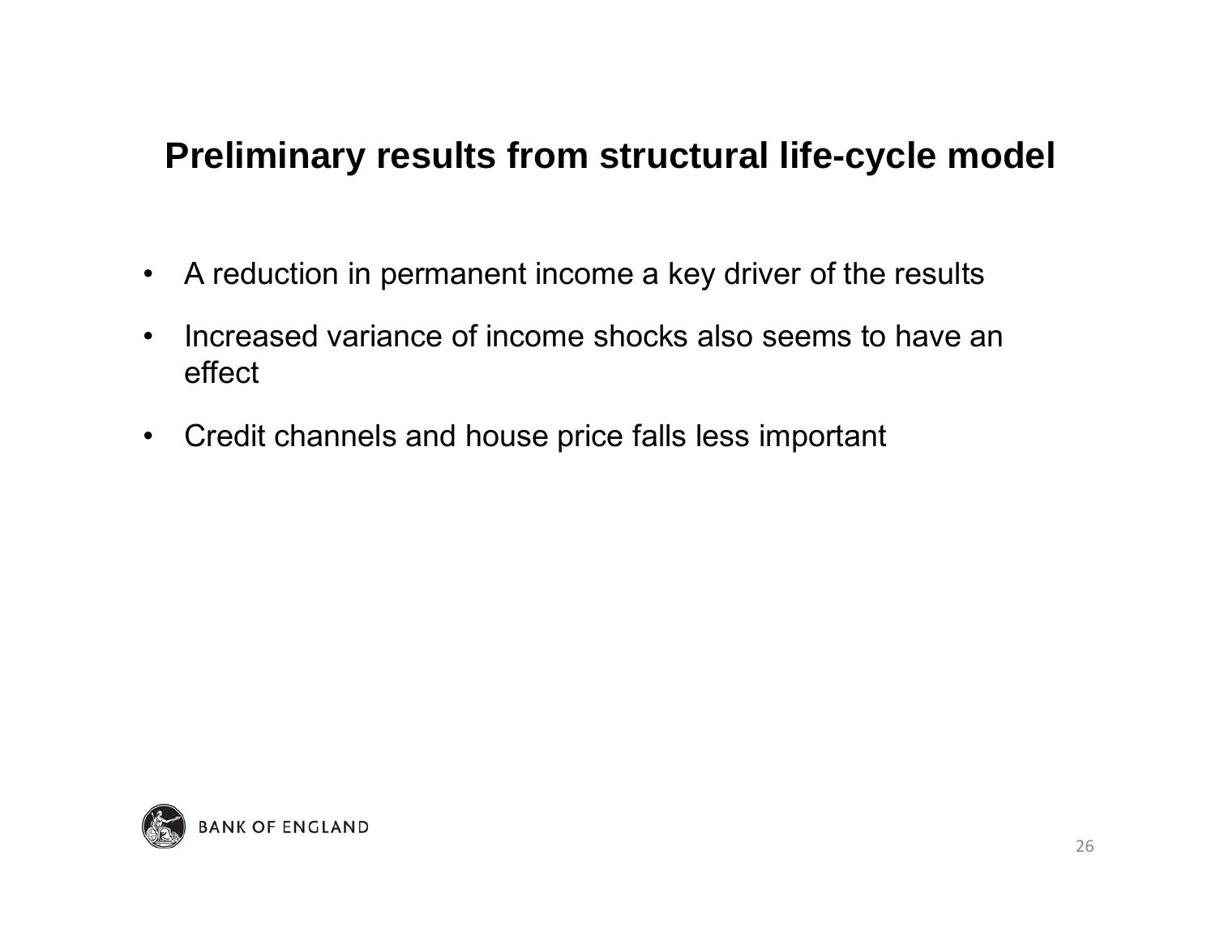## Preliminary results from structural life-cycle model

- A reduction in permanent income a key driver of the results
- Increased variance of income shocks also seems to have an effect
- Credit channels and house price falls less important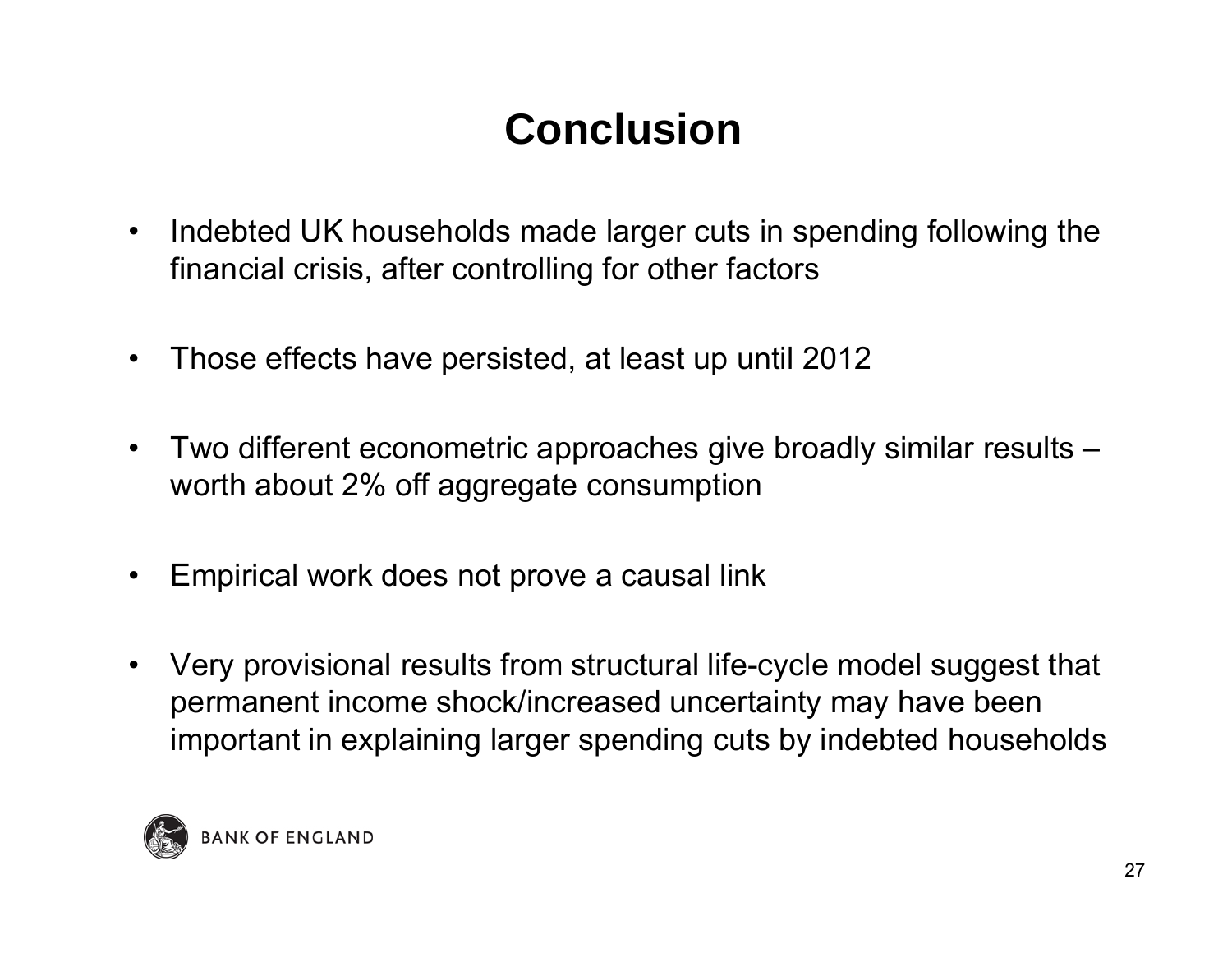# Conclusion

- Indebted UK households made larger cuts in spending following the financial crisis, after controlling for other factors
- Those effects have persisted, at least up until 2012
- Two different econometric approaches give broadly similar results – worth about 2% off aggregate consumption
- Empirical work does not prove a causal link
- Very provisional results from structural life-cycle model suggest that permanent income shock/increased uncertainty may have been important in explaining larger spending cuts by indebted households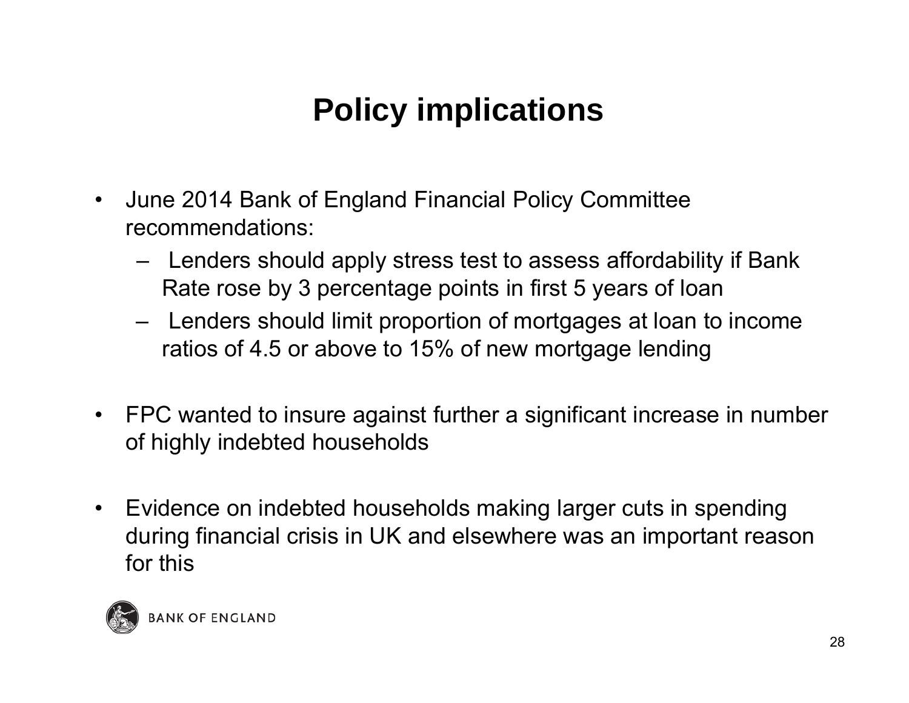# Policy implications

- June 2014 Bank of England Financial Policy Committee recommendations:
  - Lenders should apply stress test to assess affordability if Bank Rate rose by 3 percentage points in first 5 years of loan
  - Lenders should limit proportion of mortgages at loan to income ratios of 4.5 or above to 15% of new mortgage lending

- FPC wanted to insure against further a significant increase in number of highly indebted households

- Evidence on indebted households making larger cuts in spending during financial crisis in UK and elsewhere was an important reason for this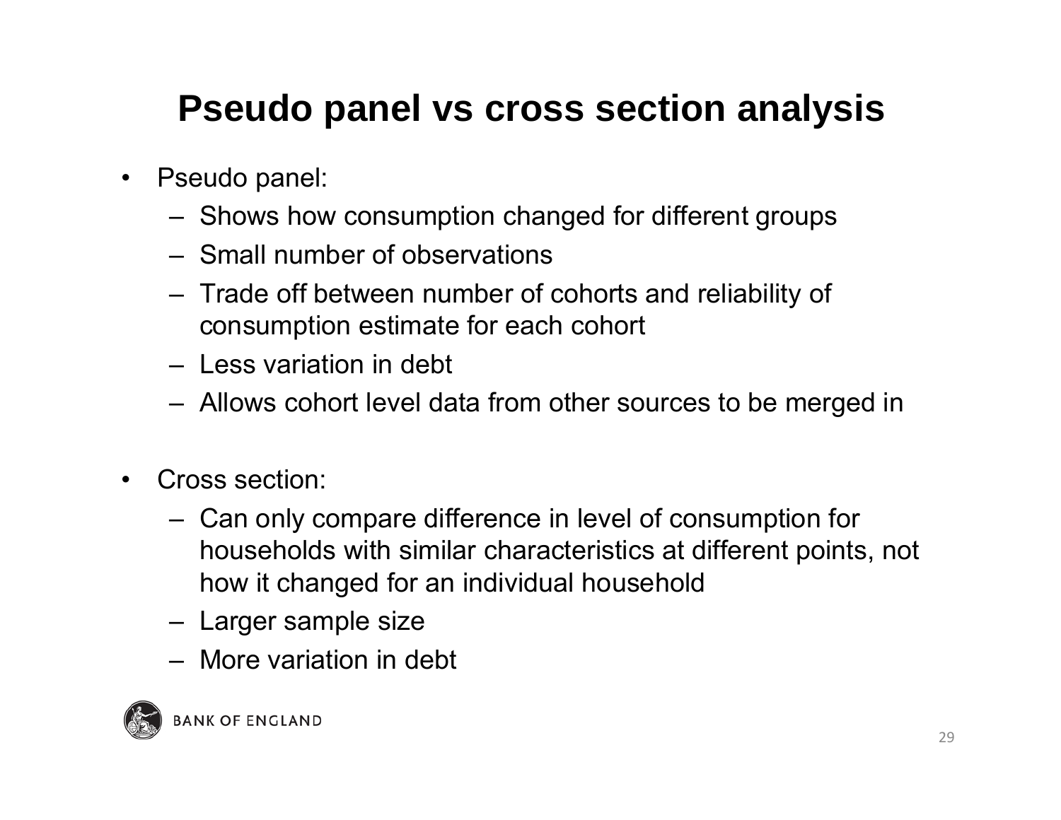# Pseudo panel vs cross section analysis

- Pseudo panel:
  - Shows how consumption changed for different groups
  - Small number of observations
  - Trade off between number of cohorts and reliability of consumption estimate for each cohort
  - Less variation in debt
  - Allows cohort level data from other sources to be merged in

- Cross section:
  - Can only compare difference in level of consumption for households with similar characteristics at different points, not how it changed for an individual household
  - Larger sample size
  - More variation in debt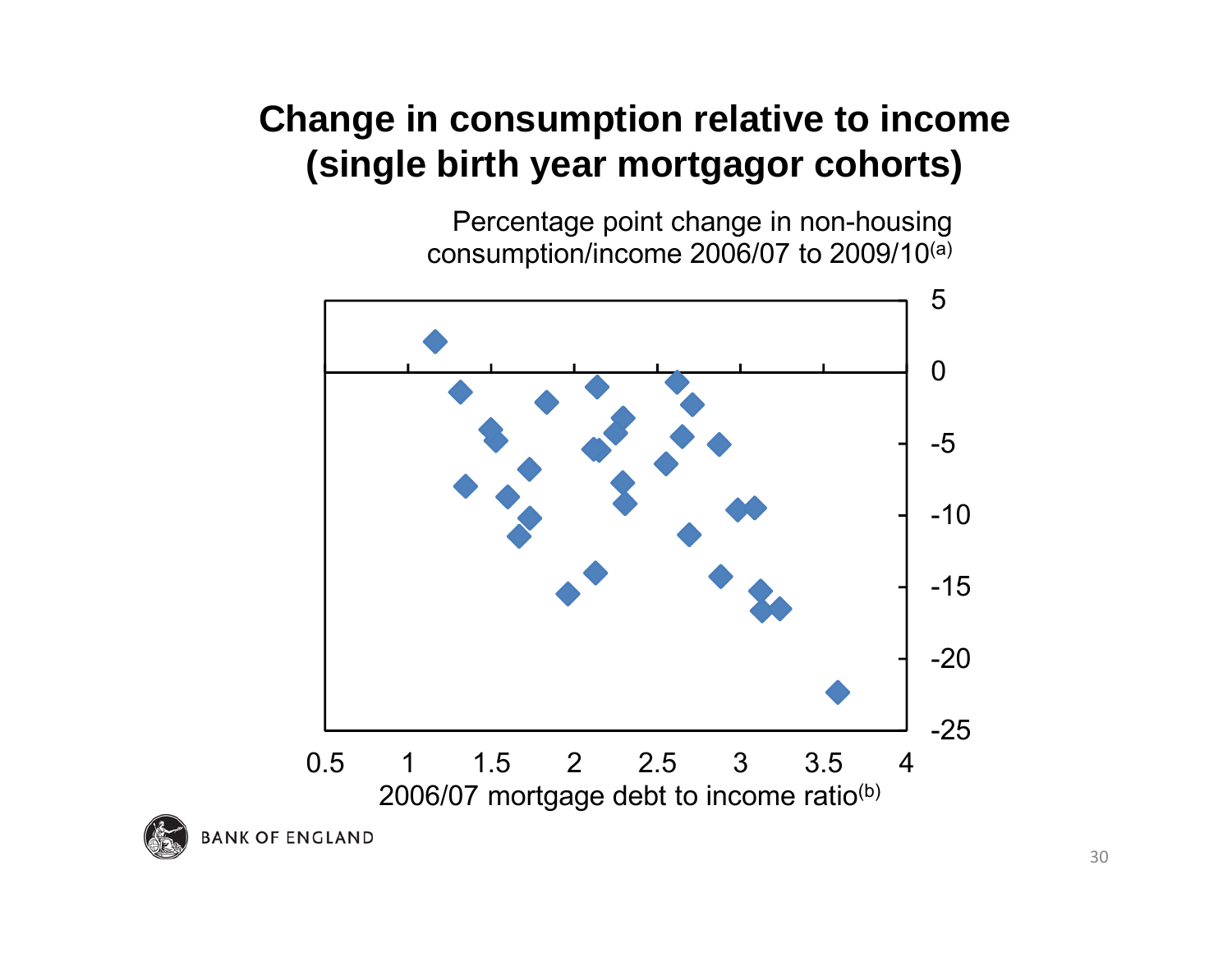# Change in consumption relative to income (single birth year mortgagor cohorts)

Percentage point change in non-housing consumption/income 2006/07 to 2009/10[(a)]

2006/07 mortgage debt to income ratio[(b)]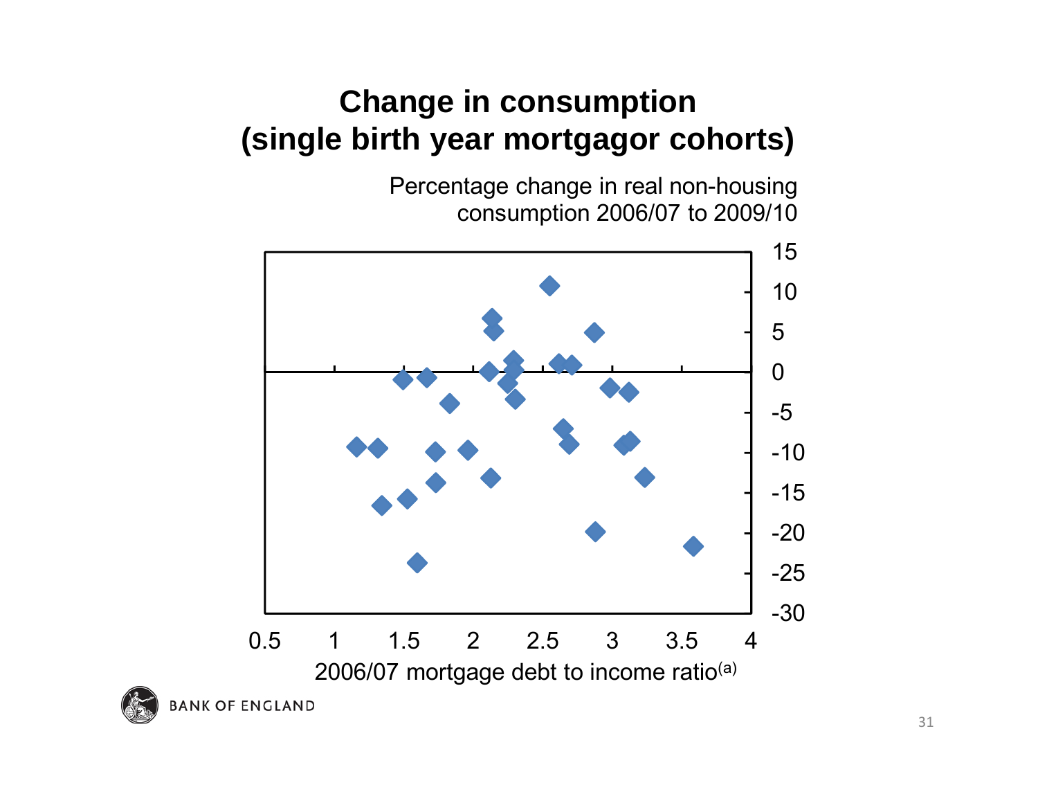# Change in consumption (single birth year mortgagor cohorts)

Percentage change in real non-housing consumption 2006/07 to 2009/10

15
10
5
0
-5
-10
-15
-20
-25
-30

0.5 1 1.5 2 2.5 3 3.5 4

2006/07 mortgage debt to income ratio[a]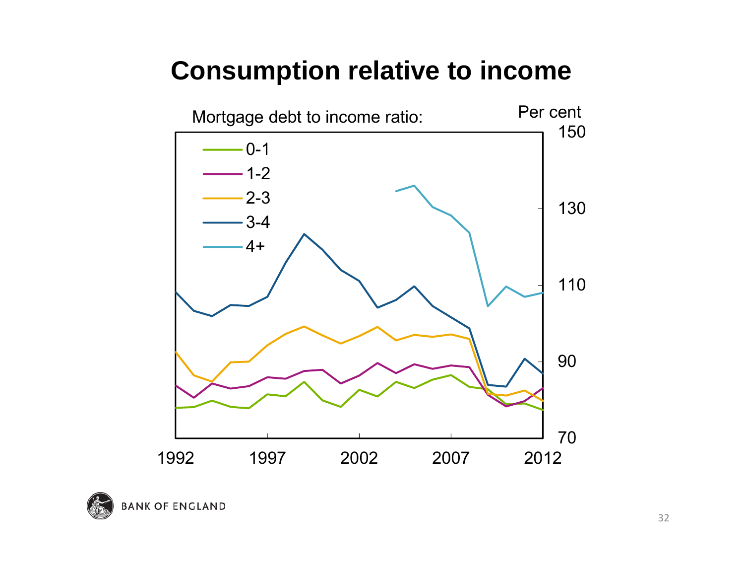# Consumption relative to income

Mortgage debt to income ratio:

Per cent

- 0-1
- 1-2
- 2-3
- 3-4
- 4+

150

130

110

90

70

1992 1997 2002 2007 2012

BANK OF ENGLAND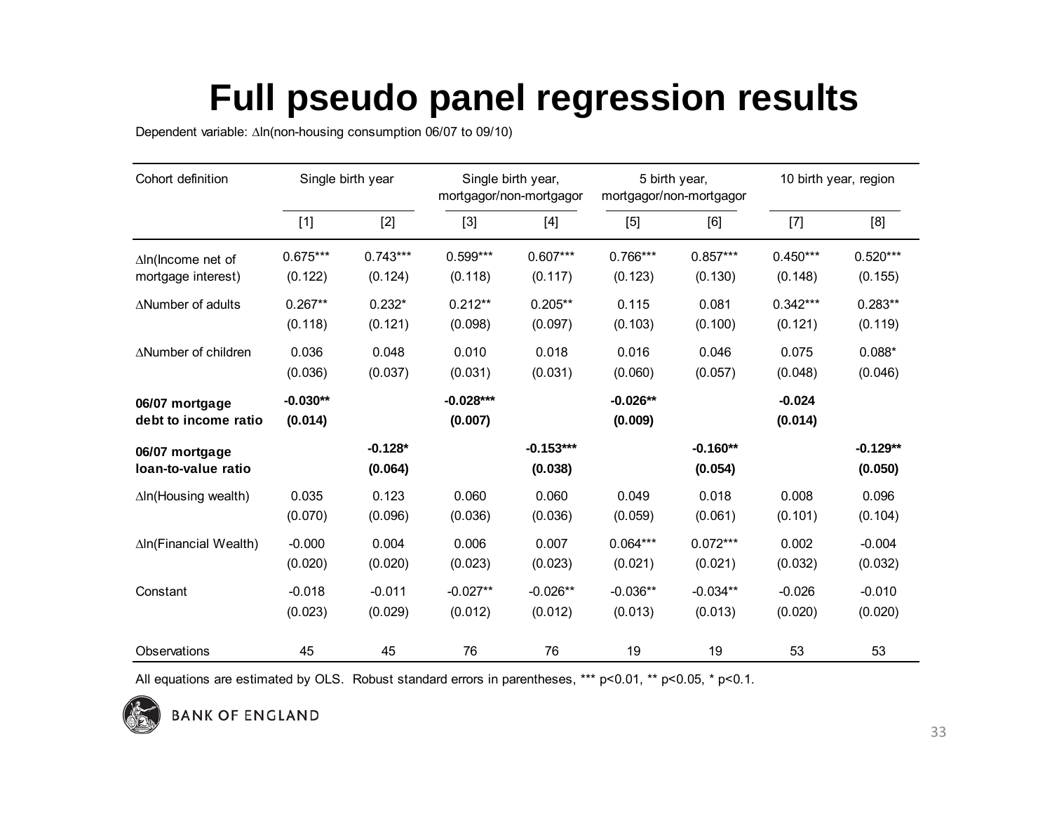# Full pseudo panel regression results

Dependent variable: $\Delta$ln(non-housing consumption 06/07 to 09/10)

| Cohort definition | Single birth year | | Single birth year, mortgagor/non-mortgagor | | 5 birth year, mortgagor/non-mortgagor | | 10 birth year, region | |
|---|---|---|---|---|---|---|---|---|
| | [1] | [2] | [3] | [4] | [5] | [6] | [7] | [8] |
| $\Delta$ln(Income net of mortgage interest) | 0.675*** | 0.743*** | 0.599*** | 0.607*** | 0.766*** | 0.857*** | 0.450*** | 0.520*** |
| | (0.122) | (0.124) | (0.118) | (0.117) | (0.123) | (0.130) | (0.148) | (0.155) |
| $\Delta$Number of adults | 0.267** | 0.232* | 0.212** | 0.205** | 0.115 | 0.081 | 0.342*** | 0.283** |
| | (0.118) | (0.121) | (0.098) | (0.097) | (0.103) | (0.100) | (0.121) | (0.119) |
| $\Delta$Number of children | 0.036 | 0.048 | 0.010 | 0.018 | 0.016 | 0.046 | 0.075 | 0.088* |
| | (0.036) | (0.037) | (0.031) | (0.031) | (0.060) | (0.057) | (0.048) | (0.046) |
| **06/07 mortgage debt to income ratio** | **-0.030**** | | **-0.028***** | | **-0.026**** | | **-0.024** | |
| | **(0.014)** | | **(0.007)** | | **(0.009)** | | **(0.014)** | |
| **06/07 mortgage loan-to-value ratio** | | **-0.128*** | | **-0.153***** | | **-0.160**** | | **-0.129**** |
| | | **(0.064)** | | **(0.038)** | | **(0.054)** | | **(0.050)** |
| $\Delta$ln(Housing wealth) | 0.035 | 0.123 | 0.060 | 0.060 | 0.049 | 0.018 | 0.008 | 0.096 |
| | (0.070) | (0.096) | (0.036) | (0.036) | (0.059) | (0.061) | (0.101) | (0.104) |
| $\Delta$ln(Financial Wealth) | -0.000 | 0.004 | 0.006 | 0.007 | 0.064*** | 0.072*** | 0.002 | -0.004 |
| | (0.020) | (0.020) | (0.023) | (0.023) | (0.021) | (0.021) | (0.032) | (0.032) |
| Constant | -0.018 | -0.011 | -0.027** | -0.026** | -0.036** | -0.034** | -0.026 | -0.010 |
| | (0.023) | (0.029) | (0.012) | (0.012) | (0.013) | (0.013) | (0.020) | (0.020) |
| Observations | 45 | 45 | 76 | 76 | 19 | 19 | 53 | 53 |

All equations are estimated by OLS. Robust standard errors in parentheses, *** p<0.01, ** p<0.05, * p<0.1.

BANK OF ENGLAND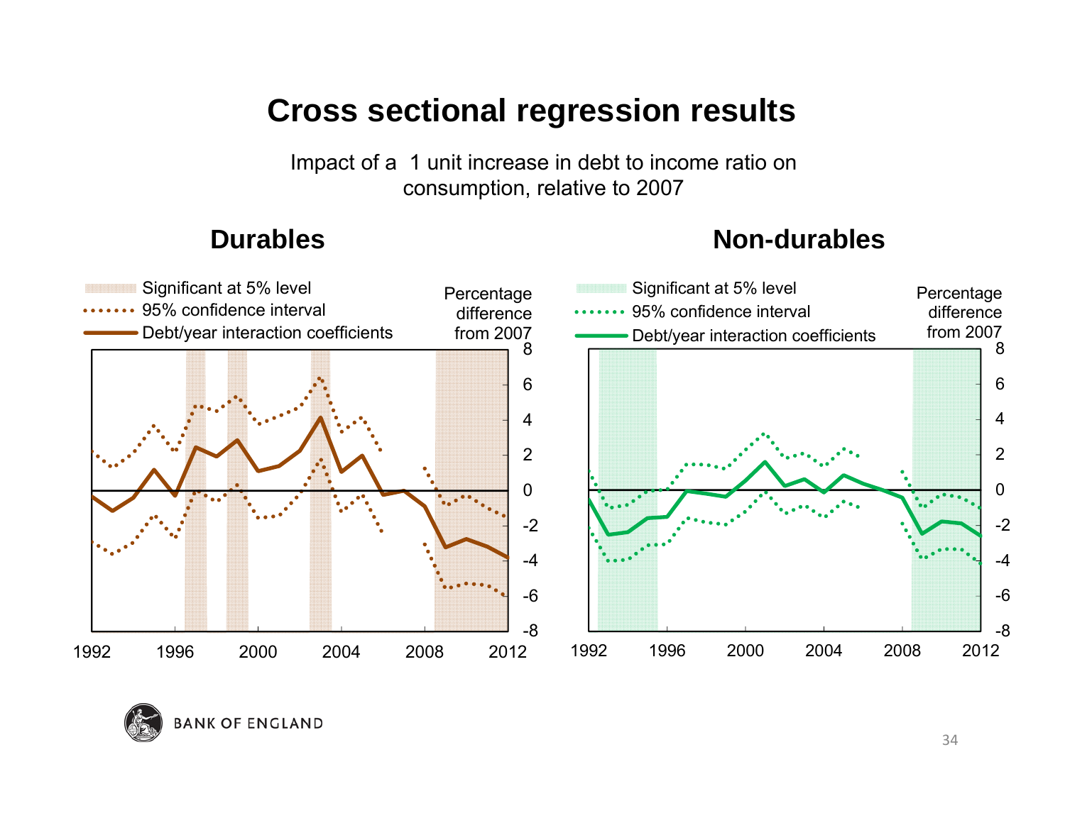# Cross sectional regression results

Impact of a 1 unit increase in debt to income ratio on consumption, relative to 2007

## Durables

- Significant at 5% level
- 95% confidence interval
- Debt/year interaction coefficients

Percentage difference from 2007

8, 6, 4, 2, 0, -2, -4, -6, -8

1992, 1996, 2000, 2004, 2008, 2012

## Non-durables

- Significant at 5% level
- 95% confidence interval
- Debt/year interaction coefficients

Percentage difference from 2007

8, 6, 4, 2, 0, -2, -4, -6, -8

1992, 1996, 2000, 2004, 2008, 2012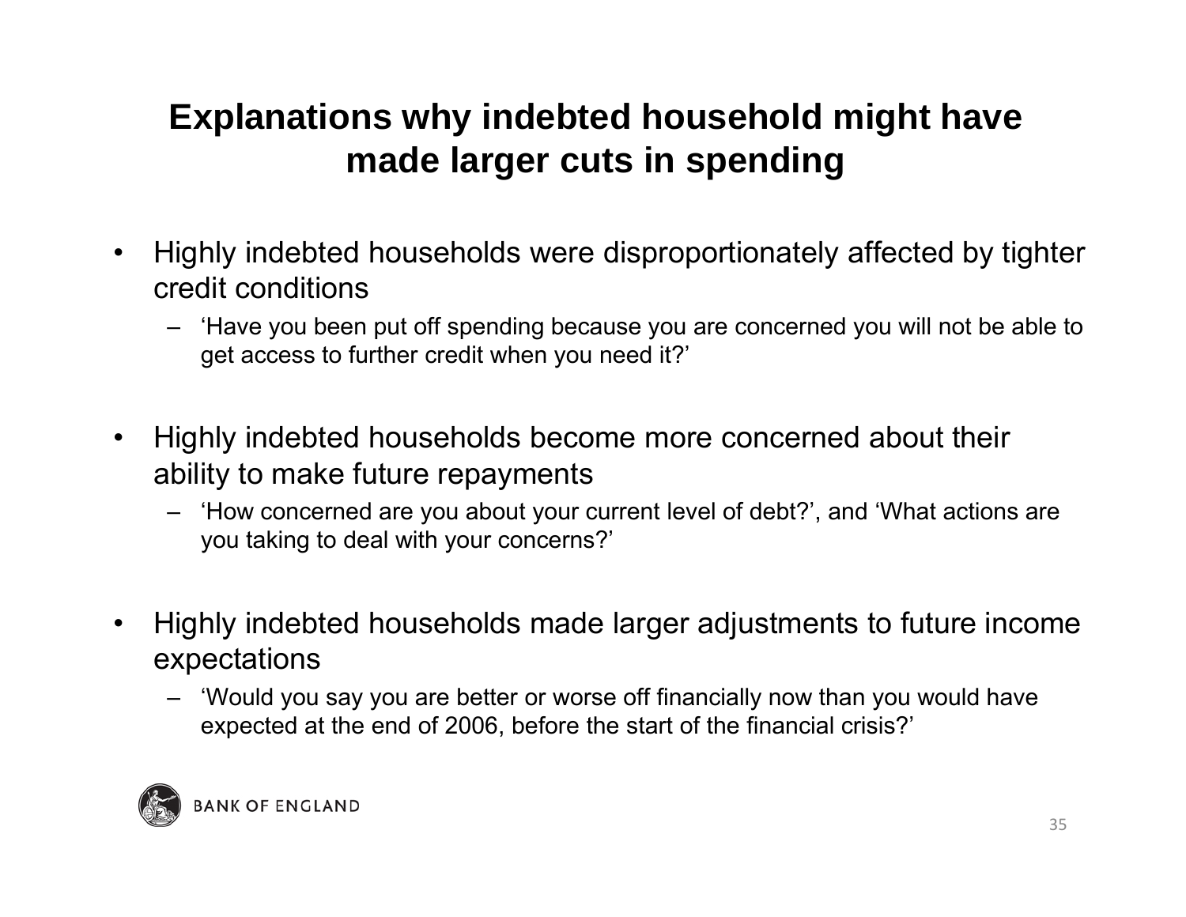# Explanations why indebted household might have made larger cuts in spending

- Highly indebted households were disproportionately affected by tighter credit conditions
  - 'Have you been put off spending because you are concerned you will not be able to get access to further credit when you need it?'
- Highly indebted households become more concerned about their ability to make future repayments
  - 'How concerned are you about your current level of debt?', and 'What actions are you taking to deal with your concerns?'
- Highly indebted households made larger adjustments to future income expectations
  - 'Would you say you are better or worse off financially now than you would have expected at the end of 2006, before the start of the financial crisis?'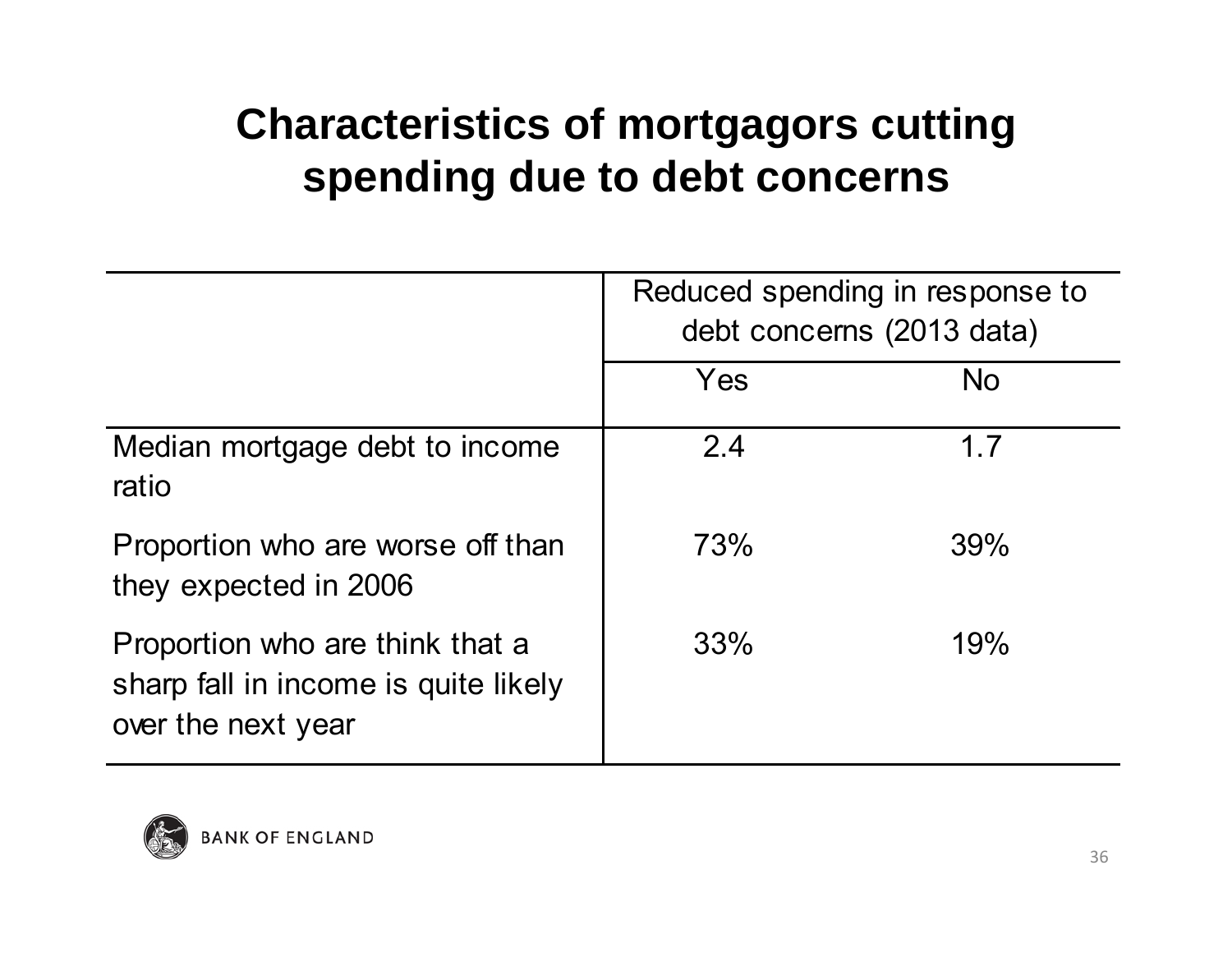# Characteristics of mortgagors cutting spending due to debt concerns

| | Reduced spending in response to debt concerns (2013 data) | |
|---|---|---|
| | Yes | No |
| Median mortgage debt to income ratio | 2.4 | 1.7 |
| Proportion who are worse off than they expected in 2006 | 73% | 39% |
| Proportion who are think that a sharp fall in income is quite likely over the next year | 33% | 19% |

BANK OF ENGLAND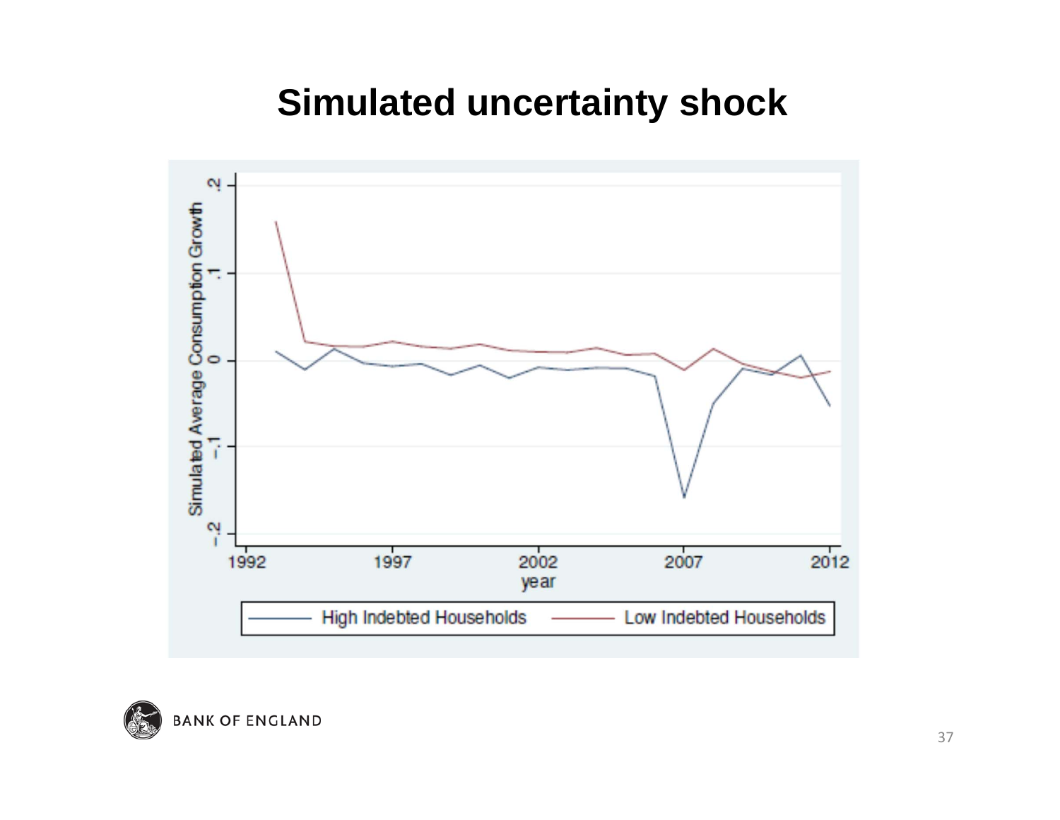# Simulated uncertainty shock

Simulated Average Consumption Growth

year

High Indebted Households — Low Indebted Households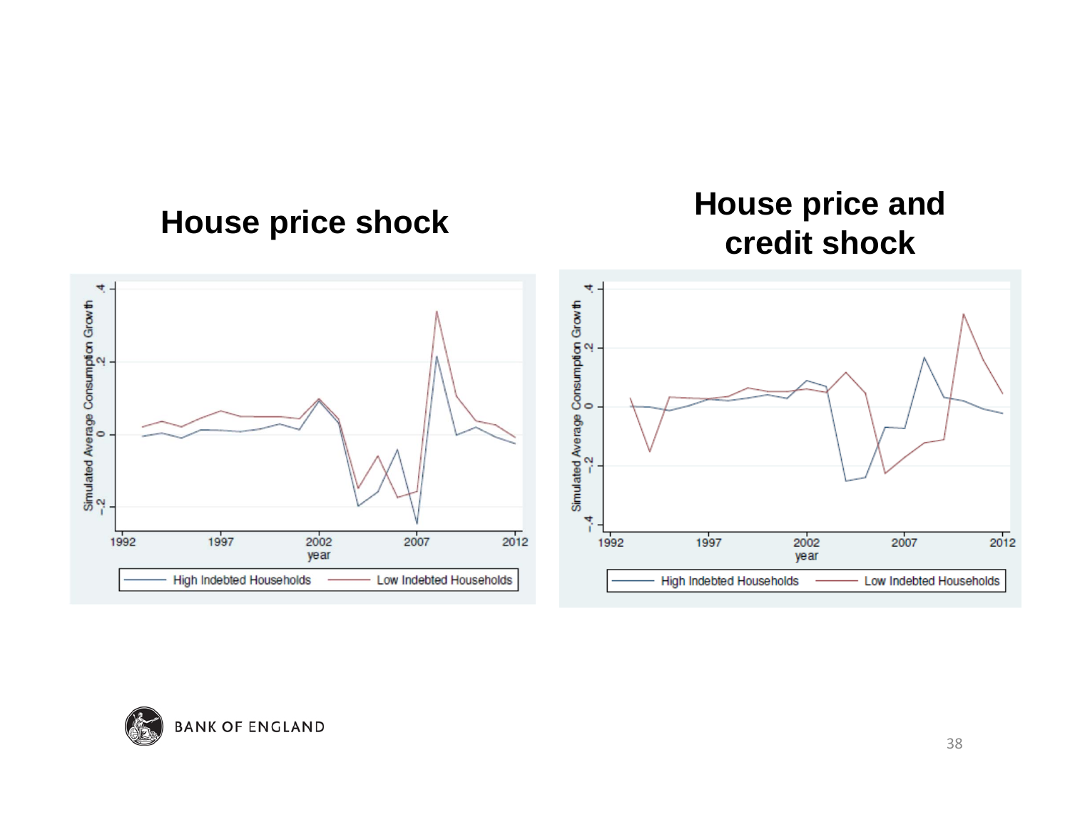## House price shock

Simulated Average Consumption Growth

-.2
0
.2
.4

1992
1997
2002
2007
2012

year

High Indebted Households
Low Indebted Households

## House price and credit shock

Simulated Average Consumption Growth

-.4
-.2
0
.2
.4

1992
1997
2002
2007
2012

year

High Indebted Households
Low Indebted Households

BANK OF ENGLAND